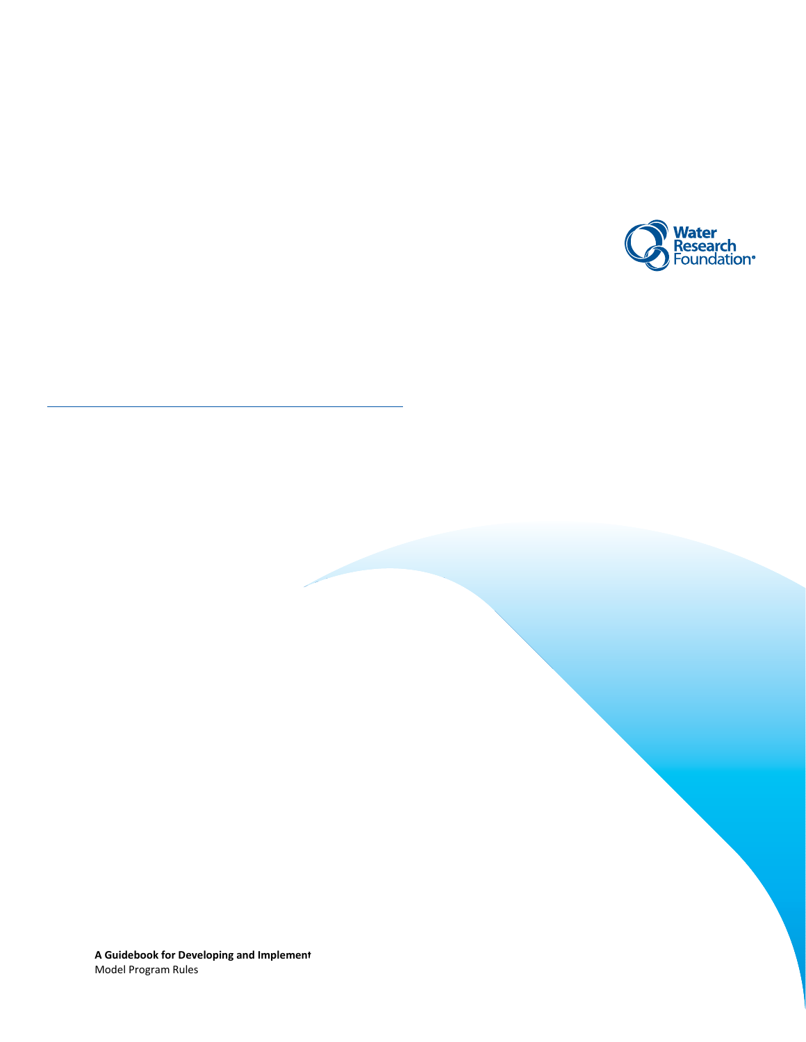Water Research Foundation

**A Guidebook for Developing and Implement**
Model Program Rules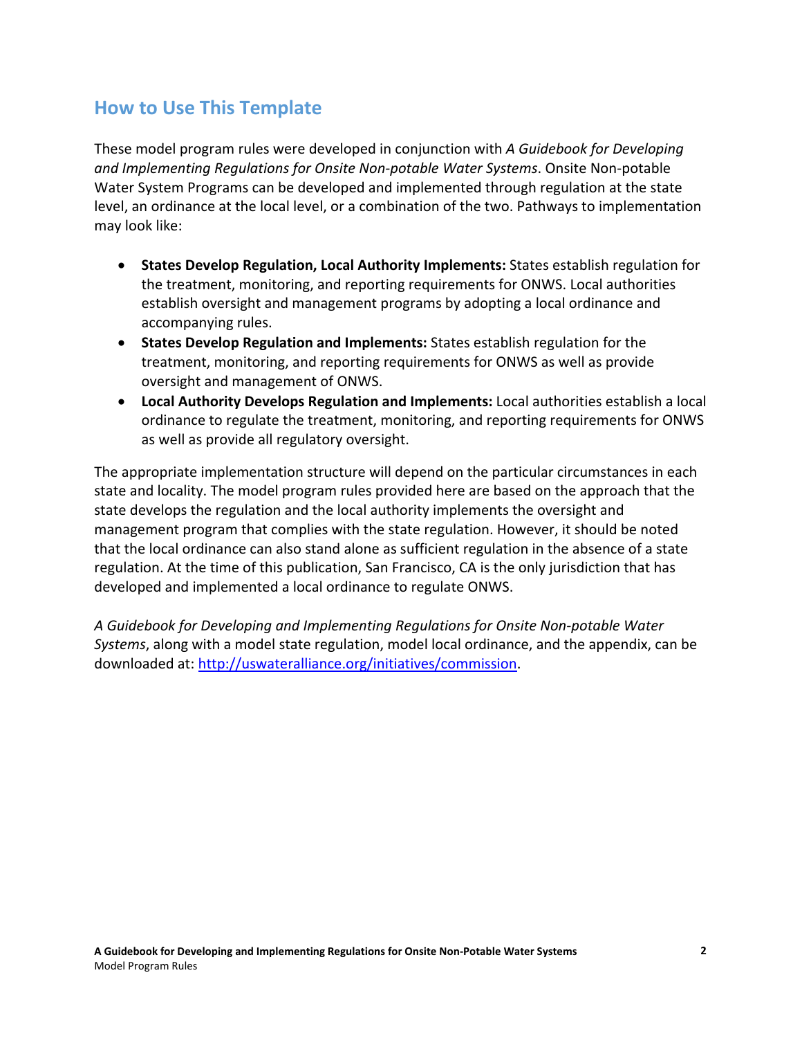## How to Use This Template

These model program rules were developed in conjunction with *A Guidebook for Developing and Implementing Regulations for Onsite Non-potable Water Systems*. Onsite Non-potable Water System Programs can be developed and implemented through regulation at the state level, an ordinance at the local level, or a combination of the two. Pathways to implementation may look like:

- **States Develop Regulation, Local Authority Implements:** States establish regulation for the treatment, monitoring, and reporting requirements for ONWS. Local authorities establish oversight and management programs by adopting a local ordinance and accompanying rules.
- **States Develop Regulation and Implements:** States establish regulation for the treatment, monitoring, and reporting requirements for ONWS as well as provide oversight and management of ONWS.
- **Local Authority Develops Regulation and Implements:** Local authorities establish a local ordinance to regulate the treatment, monitoring, and reporting requirements for ONWS as well as provide all regulatory oversight.

The appropriate implementation structure will depend on the particular circumstances in each state and locality. The model program rules provided here are based on the approach that the state develops the regulation and the local authority implements the oversight and management program that complies with the state regulation. However, it should be noted that the local ordinance can also stand alone as sufficient regulation in the absence of a state regulation. At the time of this publication, San Francisco, CA is the only jurisdiction that has developed and implemented a local ordinance to regulate ONWS.

*A Guidebook for Developing and Implementing Regulations for Onsite Non-potable Water Systems*, along with a model state regulation, model local ordinance, and the appendix, can be downloaded at: [http://uswateralliance.org/initiatives/commission](http://uswateralliance.org/initiatives/commission).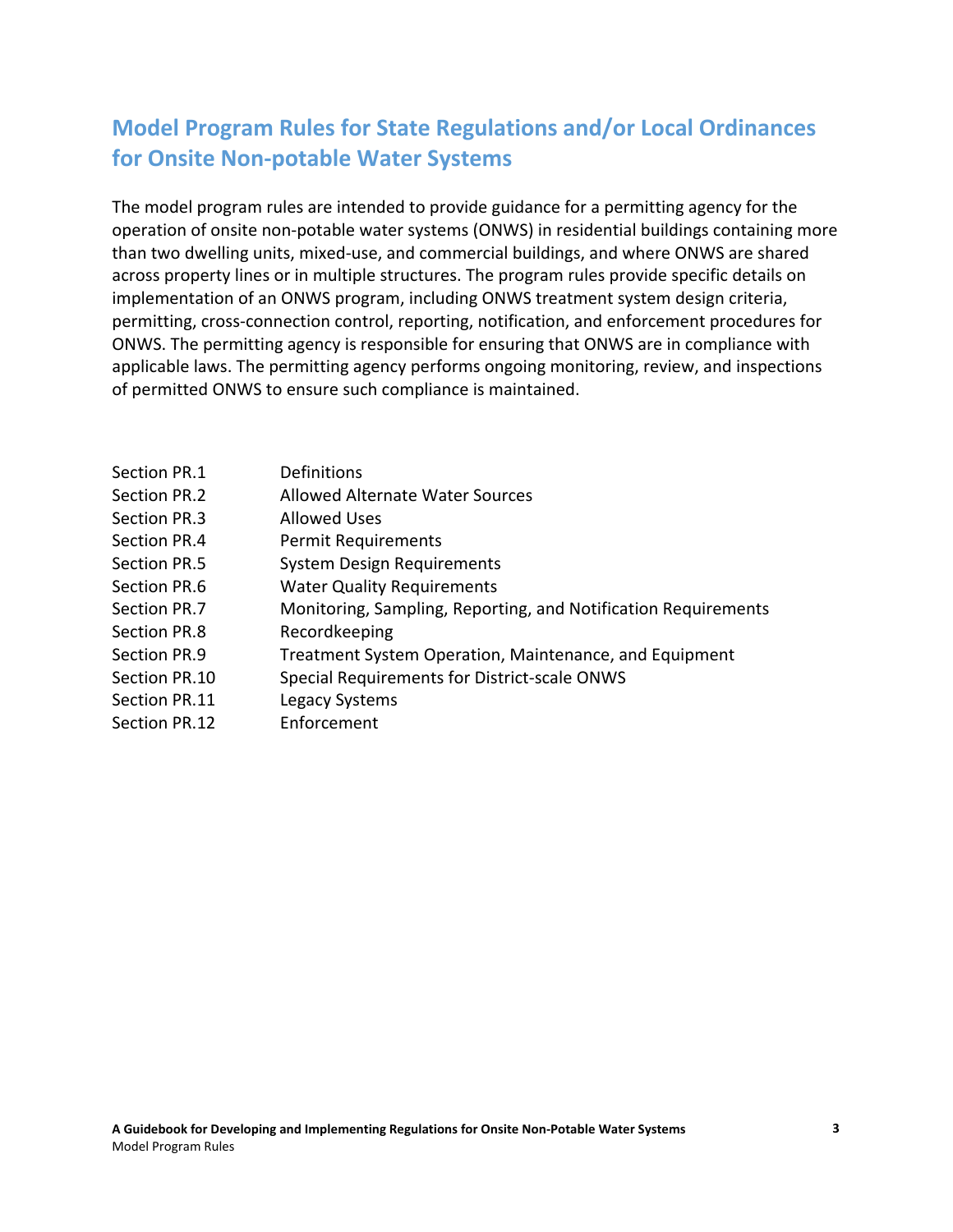# Model Program Rules for State Regulations and/or Local Ordinances for Onsite Non-potable Water Systems

The model program rules are intended to provide guidance for a permitting agency for the operation of onsite non-potable water systems (ONWS) in residential buildings containing more than two dwelling units, mixed-use, and commercial buildings, and where ONWS are shared across property lines or in multiple structures. The program rules provide specific details on implementation of an ONWS program, including ONWS treatment system design criteria, permitting, cross-connection control, reporting, notification, and enforcement procedures for ONWS. The permitting agency is responsible for ensuring that ONWS are in compliance with applicable laws. The permitting agency performs ongoing monitoring, review, and inspections of permitted ONWS to ensure such compliance is maintained.

| | |
|---|---|
| Section PR.1 | Definitions |
| Section PR.2 | Allowed Alternate Water Sources |
| Section PR.3 | Allowed Uses |
| Section PR.4 | Permit Requirements |
| Section PR.5 | System Design Requirements |
| Section PR.6 | Water Quality Requirements |
| Section PR.7 | Monitoring, Sampling, Reporting, and Notification Requirements |
| Section PR.8 | Recordkeeping |
| Section PR.9 | Treatment System Operation, Maintenance, and Equipment |
| Section PR.10 | Special Requirements for District-scale ONWS |
| Section PR.11 | Legacy Systems |
| Section PR.12 | Enforcement |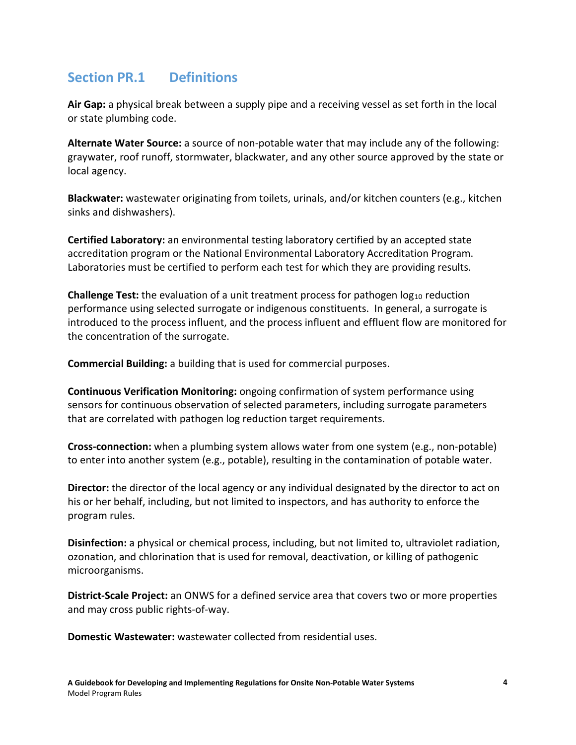## Section PR.1 Definitions

**Air Gap:** a physical break between a supply pipe and a receiving vessel as set forth in the local or state plumbing code.

**Alternate Water Source:** a source of non-potable water that may include any of the following: graywater, roof runoff, stormwater, blackwater, and any other source approved by the state or local agency.

**Blackwater:** wastewater originating from toilets, urinals, and/or kitchen counters (e.g., kitchen sinks and dishwashers).

**Certified Laboratory:** an environmental testing laboratory certified by an accepted state accreditation program or the National Environmental Laboratory Accreditation Program. Laboratories must be certified to perform each test for which they are providing results.

**Challenge Test:** the evaluation of a unit treatment process for pathogen $\log_{10}$ reduction performance using selected surrogate or indigenous constituents. In general, a surrogate is introduced to the process influent, and the process influent and effluent flow are monitored for the concentration of the surrogate.

**Commercial Building:** a building that is used for commercial purposes.

**Continuous Verification Monitoring:** ongoing confirmation of system performance using sensors for continuous observation of selected parameters, including surrogate parameters that are correlated with pathogen log reduction target requirements.

**Cross-connection:** when a plumbing system allows water from one system (e.g., non-potable) to enter into another system (e.g., potable), resulting in the contamination of potable water.

**Director:** the director of the local agency or any individual designated by the director to act on his or her behalf, including, but not limited to inspectors, and has authority to enforce the program rules.

**Disinfection:** a physical or chemical process, including, but not limited to, ultraviolet radiation, ozonation, and chlorination that is used for removal, deactivation, or killing of pathogenic microorganisms.

**District-Scale Project:** an ONWS for a defined service area that covers two or more properties and may cross public rights-of-way.

**Domestic Wastewater:** wastewater collected from residential uses.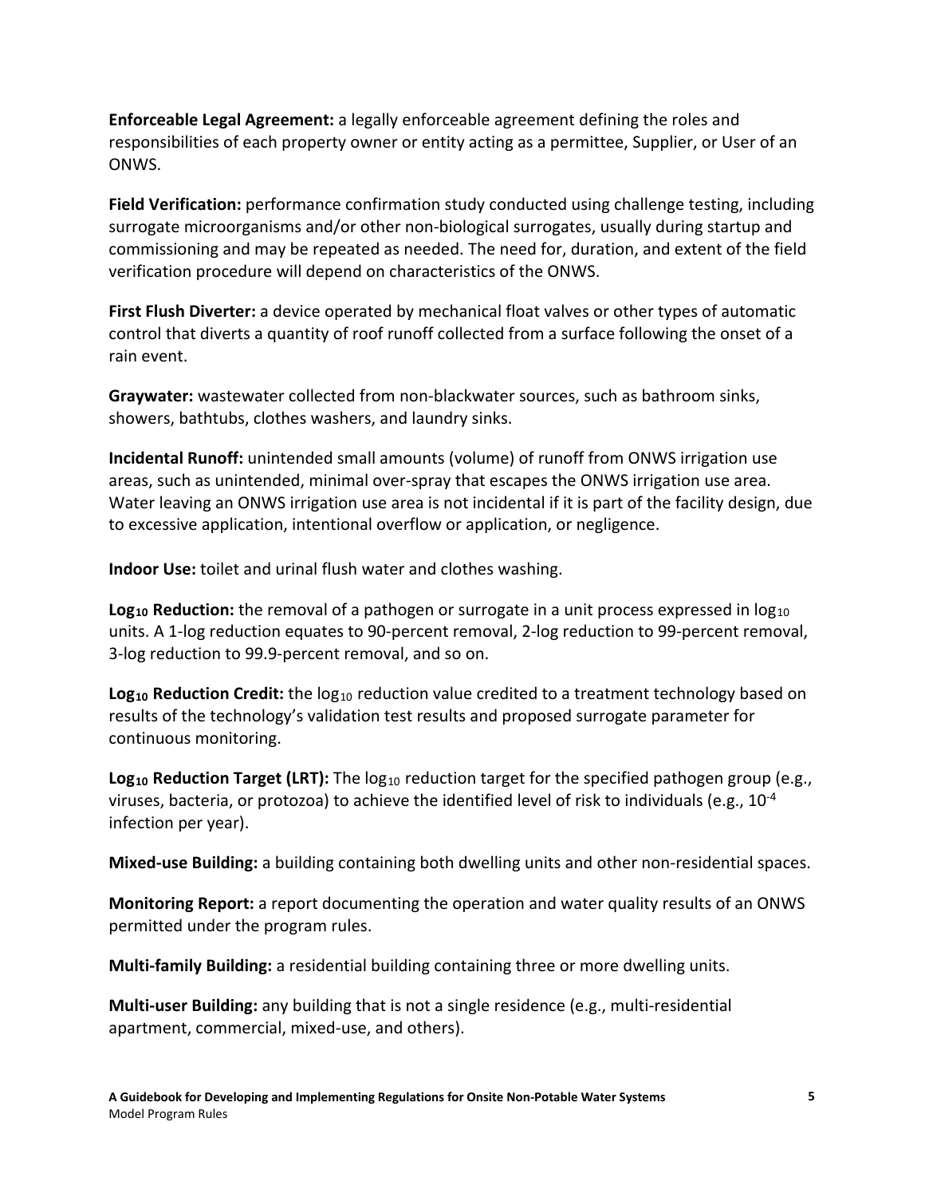**Enforceable Legal Agreement:** a legally enforceable agreement defining the roles and responsibilities of each property owner or entity acting as a permittee, Supplier, or User of an ONWS.

**Field Verification:** performance confirmation study conducted using challenge testing, including surrogate microorganisms and/or other non-biological surrogates, usually during startup and commissioning and may be repeated as needed. The need for, duration, and extent of the field verification procedure will depend on characteristics of the ONWS.

**First Flush Diverter:** a device operated by mechanical float valves or other types of automatic control that diverts a quantity of roof runoff collected from a surface following the onset of a rain event.

**Graywater:** wastewater collected from non-blackwater sources, such as bathroom sinks, showers, bathtubs, clothes washers, and laundry sinks.

**Incidental Runoff:** unintended small amounts (volume) of runoff from ONWS irrigation use areas, such as unintended, minimal over-spray that escapes the ONWS irrigation use area. Water leaving an ONWS irrigation use area is not incidental if it is part of the facility design, due to excessive application, intentional overflow or application, or negligence.

**Indoor Use:** toilet and urinal flush water and clothes washing.

**$Log_{10}$ Reduction:** the removal of a pathogen or surrogate in a unit process expressed in $log_{10}$ units. A 1-log reduction equates to 90-percent removal, 2-log reduction to 99-percent removal, 3-log reduction to 99.9-percent removal, and so on.

**$Log_{10}$ Reduction Credit:** the $log_{10}$ reduction value credited to a treatment technology based on results of the technology's validation test results and proposed surrogate parameter for continuous monitoring.

**$Log_{10}$ Reduction Target (LRT):** The $log_{10}$ reduction target for the specified pathogen group (e.g., viruses, bacteria, or protozoa) to achieve the identified level of risk to individuals (e.g., $10^{-4}$ infection per year).

**Mixed-use Building:** a building containing both dwelling units and other non-residential spaces.

**Monitoring Report:** a report documenting the operation and water quality results of an ONWS permitted under the program rules.

**Multi-family Building:** a residential building containing three or more dwelling units.

**Multi-user Building:** any building that is not a single residence (e.g., multi-residential apartment, commercial, mixed-use, and others).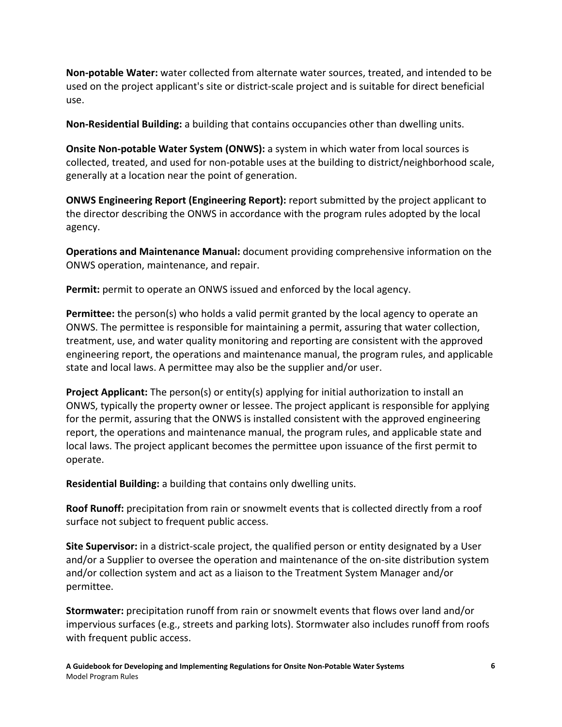**Non-potable Water:** water collected from alternate water sources, treated, and intended to be used on the project applicant's site or district-scale project and is suitable for direct beneficial use.

**Non-Residential Building:** a building that contains occupancies other than dwelling units.

**Onsite Non-potable Water System (ONWS):** a system in which water from local sources is collected, treated, and used for non-potable uses at the building to district/neighborhood scale, generally at a location near the point of generation.

**ONWS Engineering Report (Engineering Report):** report submitted by the project applicant to the director describing the ONWS in accordance with the program rules adopted by the local agency.

**Operations and Maintenance Manual:** document providing comprehensive information on the ONWS operation, maintenance, and repair.

**Permit:** permit to operate an ONWS issued and enforced by the local agency.

**Permittee:** the person(s) who holds a valid permit granted by the local agency to operate an ONWS. The permittee is responsible for maintaining a permit, assuring that water collection, treatment, use, and water quality monitoring and reporting are consistent with the approved engineering report, the operations and maintenance manual, the program rules, and applicable state and local laws. A permittee may also be the supplier and/or user.

**Project Applicant:** The person(s) or entity(s) applying for initial authorization to install an ONWS, typically the property owner or lessee. The project applicant is responsible for applying for the permit, assuring that the ONWS is installed consistent with the approved engineering report, the operations and maintenance manual, the program rules, and applicable state and local laws. The project applicant becomes the permittee upon issuance of the first permit to operate.

**Residential Building:** a building that contains only dwelling units.

**Roof Runoff:** precipitation from rain or snowmelt events that is collected directly from a roof surface not subject to frequent public access.

**Site Supervisor:** in a district-scale project, the qualified person or entity designated by a User and/or a Supplier to oversee the operation and maintenance of the on-site distribution system and/or collection system and act as a liaison to the Treatment System Manager and/or permittee.

**Stormwater:** precipitation runoff from rain or snowmelt events that flows over land and/or impervious surfaces (e.g., streets and parking lots). Stormwater also includes runoff from roofs with frequent public access.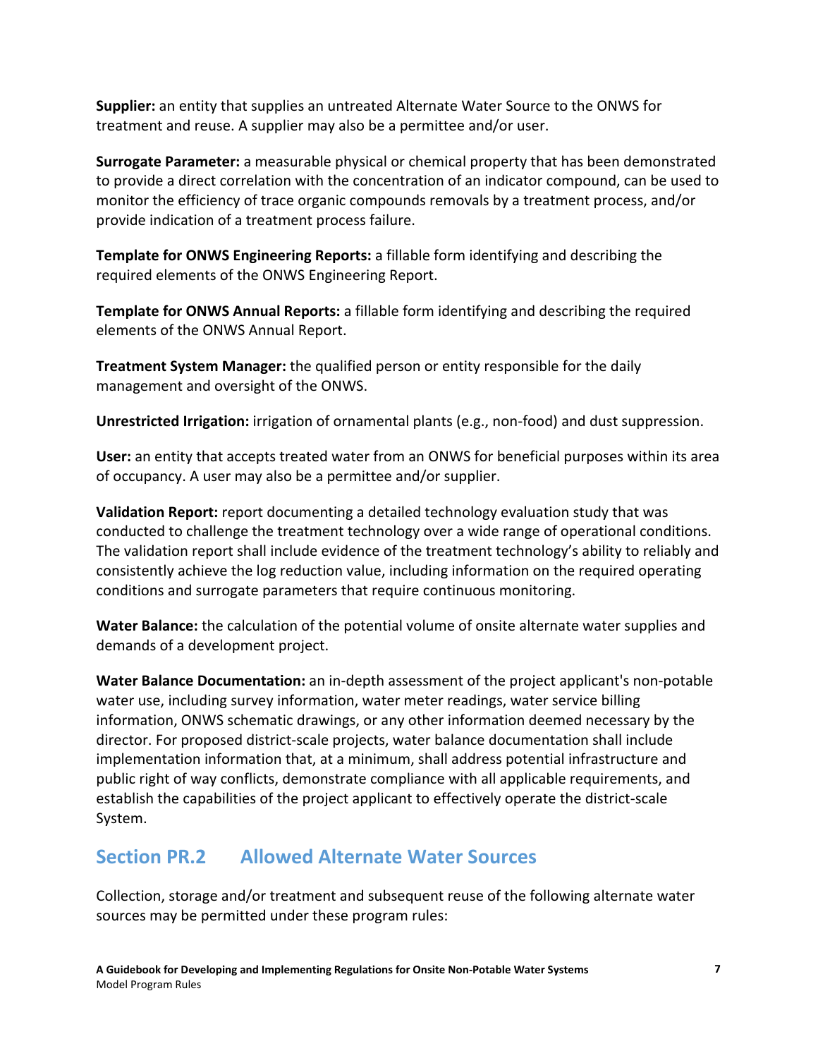**Supplier:** an entity that supplies an untreated Alternate Water Source to the ONWS for treatment and reuse. A supplier may also be a permittee and/or user.

**Surrogate Parameter:** a measurable physical or chemical property that has been demonstrated to provide a direct correlation with the concentration of an indicator compound, can be used to monitor the efficiency of trace organic compounds removals by a treatment process, and/or provide indication of a treatment process failure.

**Template for ONWS Engineering Reports:** a fillable form identifying and describing the required elements of the ONWS Engineering Report.

**Template for ONWS Annual Reports:** a fillable form identifying and describing the required elements of the ONWS Annual Report.

**Treatment System Manager:** the qualified person or entity responsible for the daily management and oversight of the ONWS.

**Unrestricted Irrigation:** irrigation of ornamental plants (e.g., non-food) and dust suppression.

**User:** an entity that accepts treated water from an ONWS for beneficial purposes within its area of occupancy. A user may also be a permittee and/or supplier.

**Validation Report:** report documenting a detailed technology evaluation study that was conducted to challenge the treatment technology over a wide range of operational conditions. The validation report shall include evidence of the treatment technology's ability to reliably and consistently achieve the log reduction value, including information on the required operating conditions and surrogate parameters that require continuous monitoring.

**Water Balance:** the calculation of the potential volume of onsite alternate water supplies and demands of a development project.

**Water Balance Documentation:** an in-depth assessment of the project applicant's non-potable water use, including survey information, water meter readings, water service billing information, ONWS schematic drawings, or any other information deemed necessary by the director. For proposed district-scale projects, water balance documentation shall include implementation information that, at a minimum, shall address potential infrastructure and public right of way conflicts, demonstrate compliance with all applicable requirements, and establish the capabilities of the project applicant to effectively operate the district-scale System.

## Section PR.2 Allowed Alternate Water Sources

Collection, storage and/or treatment and subsequent reuse of the following alternate water sources may be permitted under these program rules: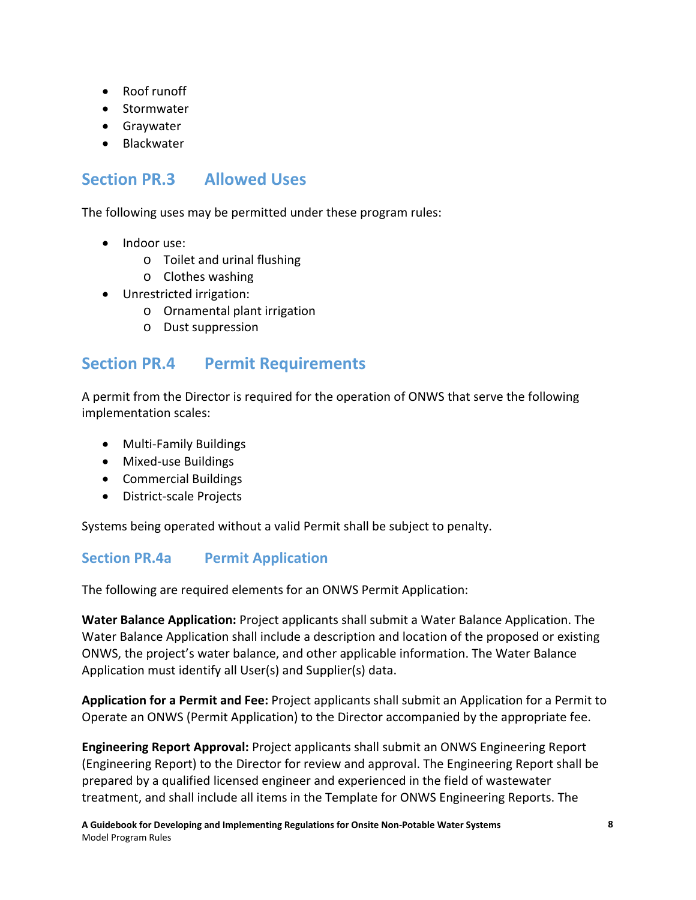- Roof runoff
- Stormwater
- Graywater
- Blackwater

## Section PR.3 Allowed Uses

The following uses may be permitted under these program rules:

- Indoor use:
  - Toilet and urinal flushing
  - Clothes washing
- Unrestricted irrigation:
  - Ornamental plant irrigation
  - Dust suppression

## Section PR.4 Permit Requirements

A permit from the Director is required for the operation of ONWS that serve the following implementation scales:

- Multi-Family Buildings
- Mixed-use Buildings
- Commercial Buildings
- District-scale Projects

Systems being operated without a valid Permit shall be subject to penalty.

### Section PR.4a Permit Application

The following are required elements for an ONWS Permit Application:

**Water Balance Application:** Project applicants shall submit a Water Balance Application. The Water Balance Application shall include a description and location of the proposed or existing ONWS, the project's water balance, and other applicable information. The Water Balance Application must identify all User(s) and Supplier(s) data.

**Application for a Permit and Fee:** Project applicants shall submit an Application for a Permit to Operate an ONWS (Permit Application) to the Director accompanied by the appropriate fee.

**Engineering Report Approval:** Project applicants shall submit an ONWS Engineering Report (Engineering Report) to the Director for review and approval. The Engineering Report shall be prepared by a qualified licensed engineer and experienced in the field of wastewater treatment, and shall include all items in the Template for ONWS Engineering Reports. The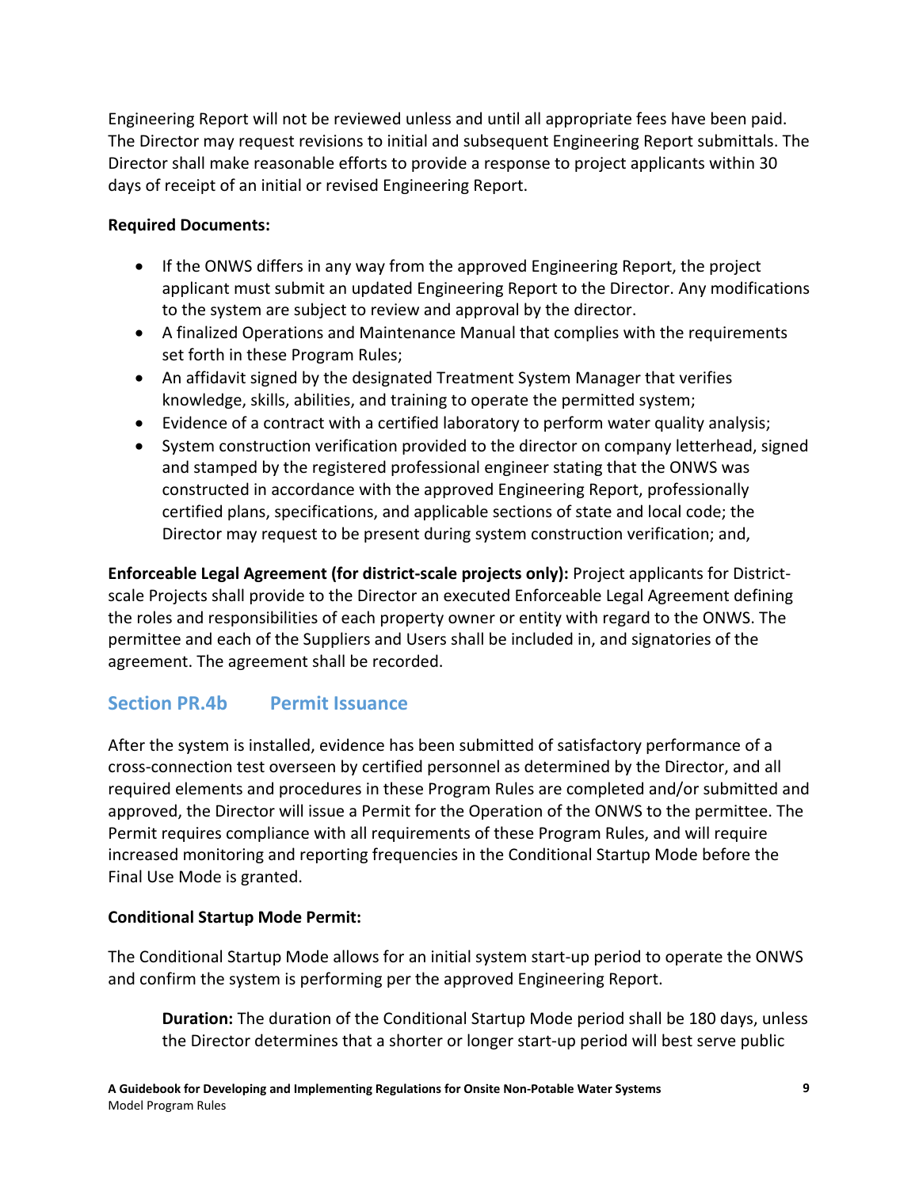Engineering Report will not be reviewed unless and until all appropriate fees have been paid. The Director may request revisions to initial and subsequent Engineering Report submittals. The Director shall make reasonable efforts to provide a response to project applicants within 30 days of receipt of an initial or revised Engineering Report.

**Required Documents:**

- If the ONWS differs in any way from the approved Engineering Report, the project applicant must submit an updated Engineering Report to the Director. Any modifications to the system are subject to review and approval by the director.
- A finalized Operations and Maintenance Manual that complies with the requirements set forth in these Program Rules;
- An affidavit signed by the designated Treatment System Manager that verifies knowledge, skills, abilities, and training to operate the permitted system;
- Evidence of a contract with a certified laboratory to perform water quality analysis;
- System construction verification provided to the director on company letterhead, signed and stamped by the registered professional engineer stating that the ONWS was constructed in accordance with the approved Engineering Report, professionally certified plans, specifications, and applicable sections of state and local code; the Director may request to be present during system construction verification; and,

**Enforceable Legal Agreement (for district-scale projects only):** Project applicants for District-scale Projects shall provide to the Director an executed Enforceable Legal Agreement defining the roles and responsibilities of each property owner or entity with regard to the ONWS. The permittee and each of the Suppliers and Users shall be included in, and signatories of the agreement. The agreement shall be recorded.

## Section PR.4b Permit Issuance

After the system is installed, evidence has been submitted of satisfactory performance of a cross-connection test overseen by certified personnel as determined by the Director, and all required elements and procedures in these Program Rules are completed and/or submitted and approved, the Director will issue a Permit for the Operation of the ONWS to the permittee. The Permit requires compliance with all requirements of these Program Rules, and will require increased monitoring and reporting frequencies in the Conditional Startup Mode before the Final Use Mode is granted.

**Conditional Startup Mode Permit:**

The Conditional Startup Mode allows for an initial system start-up period to operate the ONWS and confirm the system is performing per the approved Engineering Report.

> **Duration:** The duration of the Conditional Startup Mode period shall be 180 days, unless the Director determines that a shorter or longer start-up period will best serve public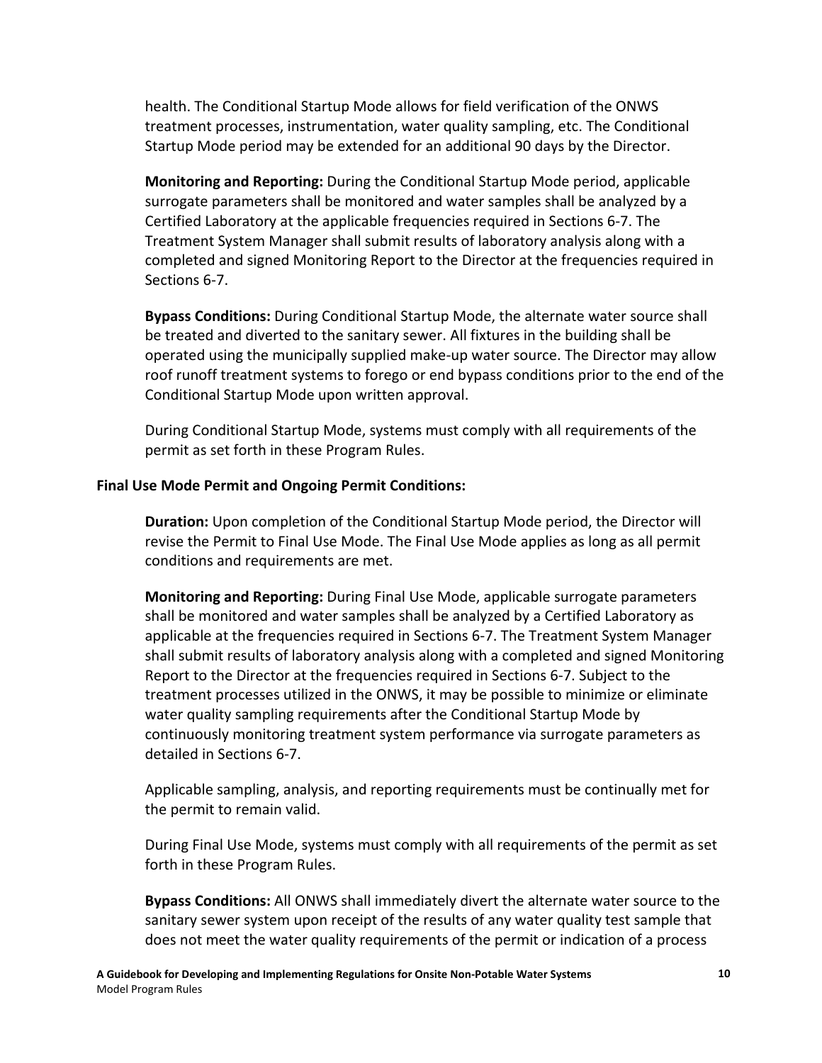health. The Conditional Startup Mode allows for field verification of the ONWS treatment processes, instrumentation, water quality sampling, etc. The Conditional Startup Mode period may be extended for an additional 90 days by the Director.

**Monitoring and Reporting:** During the Conditional Startup Mode period, applicable surrogate parameters shall be monitored and water samples shall be analyzed by a Certified Laboratory at the applicable frequencies required in Sections 6-7. The Treatment System Manager shall submit results of laboratory analysis along with a completed and signed Monitoring Report to the Director at the frequencies required in Sections 6-7.

**Bypass Conditions:** During Conditional Startup Mode, the alternate water source shall be treated and diverted to the sanitary sewer. All fixtures in the building shall be operated using the municipally supplied make-up water source. The Director may allow roof runoff treatment systems to forego or end bypass conditions prior to the end of the Conditional Startup Mode upon written approval.

During Conditional Startup Mode, systems must comply with all requirements of the permit as set forth in these Program Rules.

**Final Use Mode Permit and Ongoing Permit Conditions:**

**Duration:** Upon completion of the Conditional Startup Mode period, the Director will revise the Permit to Final Use Mode. The Final Use Mode applies as long as all permit conditions and requirements are met.

**Monitoring and Reporting:** During Final Use Mode, applicable surrogate parameters shall be monitored and water samples shall be analyzed by a Certified Laboratory as applicable at the frequencies required in Sections 6-7. The Treatment System Manager shall submit results of laboratory analysis along with a completed and signed Monitoring Report to the Director at the frequencies required in Sections 6-7. Subject to the treatment processes utilized in the ONWS, it may be possible to minimize or eliminate water quality sampling requirements after the Conditional Startup Mode by continuously monitoring treatment system performance via surrogate parameters as detailed in Sections 6-7.

Applicable sampling, analysis, and reporting requirements must be continually met for the permit to remain valid.

During Final Use Mode, systems must comply with all requirements of the permit as set forth in these Program Rules.

**Bypass Conditions:** All ONWS shall immediately divert the alternate water source to the sanitary sewer system upon receipt of the results of any water quality test sample that does not meet the water quality requirements of the permit or indication of a process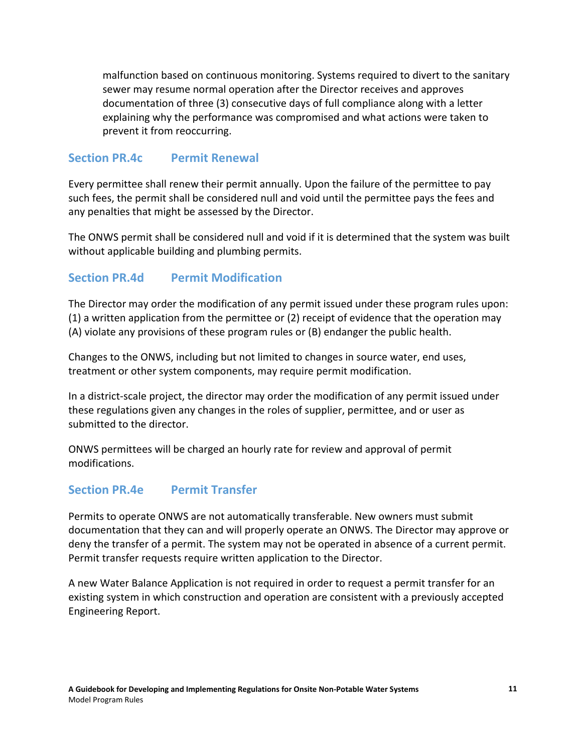malfunction based on continuous monitoring. Systems required to divert to the sanitary sewer may resume normal operation after the Director receives and approves documentation of three (3) consecutive days of full compliance along with a letter explaining why the performance was compromised and what actions were taken to prevent it from reoccurring.

### Section PR.4c Permit Renewal

Every permittee shall renew their permit annually. Upon the failure of the permittee to pay such fees, the permit shall be considered null and void until the permittee pays the fees and any penalties that might be assessed by the Director.

The ONWS permit shall be considered null and void if it is determined that the system was built without applicable building and plumbing permits.

### Section PR.4d Permit Modification

The Director may order the modification of any permit issued under these program rules upon: (1) a written application from the permittee or (2) receipt of evidence that the operation may (A) violate any provisions of these program rules or (B) endanger the public health.

Changes to the ONWS, including but not limited to changes in source water, end uses, treatment or other system components, may require permit modification.

In a district-scale project, the director may order the modification of any permit issued under these regulations given any changes in the roles of supplier, permittee, and or user as submitted to the director.

ONWS permittees will be charged an hourly rate for review and approval of permit modifications.

### Section PR.4e Permit Transfer

Permits to operate ONWS are not automatically transferable. New owners must submit documentation that they can and will properly operate an ONWS. The Director may approve or deny the transfer of a permit. The system may not be operated in absence of a current permit. Permit transfer requests require written application to the Director.

A new Water Balance Application is not required in order to request a permit transfer for an existing system in which construction and operation are consistent with a previously accepted Engineering Report.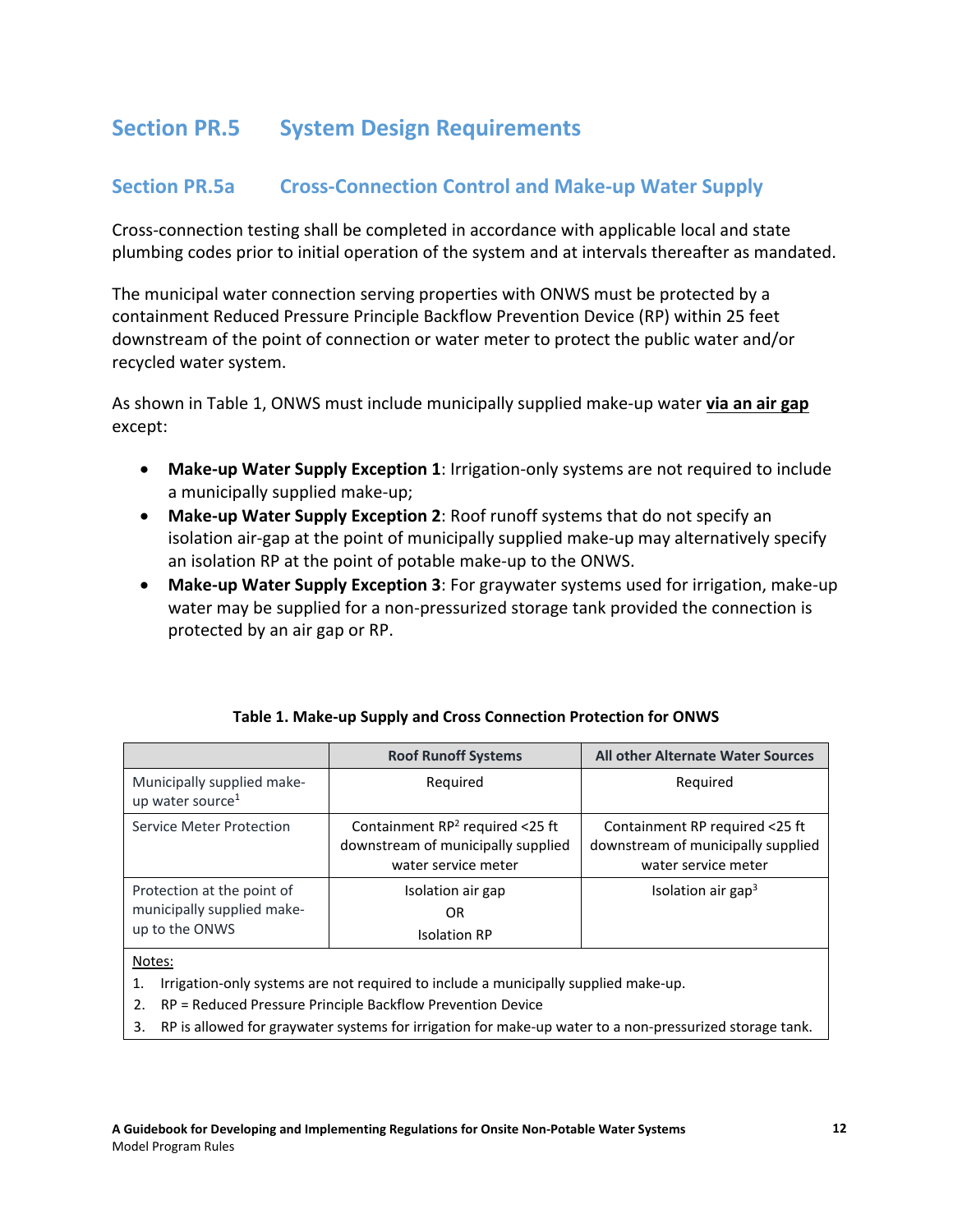## Section PR.5 System Design Requirements

### Section PR.5a Cross-Connection Control and Make-up Water Supply

Cross-connection testing shall be completed in accordance with applicable local and state plumbing codes prior to initial operation of the system and at intervals thereafter as mandated.

The municipal water connection serving properties with ONWS must be protected by a containment Reduced Pressure Principle Backflow Prevention Device (RP) within 25 feet downstream of the point of connection or water meter to protect the public water and/or recycled water system.

As shown in Table 1, ONWS must include municipally supplied make-up water **via an air gap** except:

- **Make-up Water Supply Exception 1**: Irrigation-only systems are not required to include a municipally supplied make-up;
- **Make-up Water Supply Exception 2**: Roof runoff systems that do not specify an isolation air-gap at the point of municipally supplied make-up may alternatively specify an isolation RP at the point of potable make-up to the ONWS.
- **Make-up Water Supply Exception 3**: For graywater systems used for irrigation, make-up water may be supplied for a non-pressurized storage tank provided the connection is protected by an air gap or RP.

**Table 1. Make-up Supply and Cross Connection Protection for ONWS**

| | Roof Runoff Systems | All other Alternate Water Sources |
|---|---|---|
| Municipally supplied make-up water source[1] | Required | Required |
| Service Meter Protection | Containment RP[2] required <25 ft downstream of municipally supplied water service meter | Containment RP required <25 ft downstream of municipally supplied water service meter |
| Protection at the point of municipally supplied make-up to the ONWS | Isolation air gap OR Isolation RP | Isolation air gap[3] |

Notes:

1. Irrigation-only systems are not required to include a municipally supplied make-up.
2. RP = Reduced Pressure Principle Backflow Prevention Device
3. RP is allowed for graywater systems for irrigation for make-up water to a non-pressurized storage tank.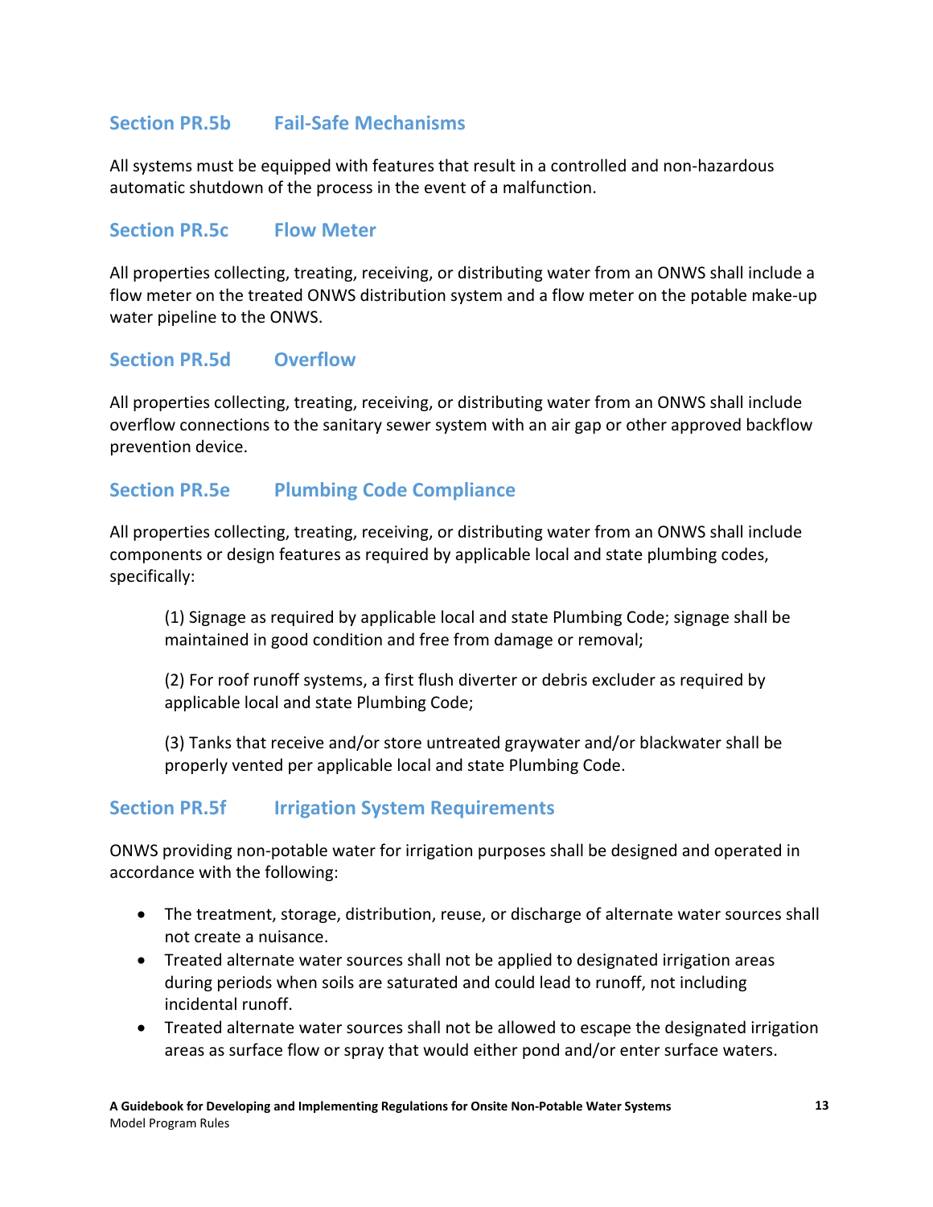### Section PR.5b Fail-Safe Mechanisms

All systems must be equipped with features that result in a controlled and non-hazardous automatic shutdown of the process in the event of a malfunction.

### Section PR.5c Flow Meter

All properties collecting, treating, receiving, or distributing water from an ONWS shall include a flow meter on the treated ONWS distribution system and a flow meter on the potable make-up water pipeline to the ONWS.

### Section PR.5d Overflow

All properties collecting, treating, receiving, or distributing water from an ONWS shall include overflow connections to the sanitary sewer system with an air gap or other approved backflow prevention device.

### Section PR.5e Plumbing Code Compliance

All properties collecting, treating, receiving, or distributing water from an ONWS shall include components or design features as required by applicable local and state plumbing codes, specifically:

(1) Signage as required by applicable local and state Plumbing Code; signage shall be maintained in good condition and free from damage or removal;

(2) For roof runoff systems, a first flush diverter or debris excluder as required by applicable local and state Plumbing Code;

(3) Tanks that receive and/or store untreated graywater and/or blackwater shall be properly vented per applicable local and state Plumbing Code.

### Section PR.5f Irrigation System Requirements

ONWS providing non-potable water for irrigation purposes shall be designed and operated in accordance with the following:

- The treatment, storage, distribution, reuse, or discharge of alternate water sources shall not create a nuisance.
- Treated alternate water sources shall not be applied to designated irrigation areas during periods when soils are saturated and could lead to runoff, not including incidental runoff.
- Treated alternate water sources shall not be allowed to escape the designated irrigation areas as surface flow or spray that would either pond and/or enter surface waters.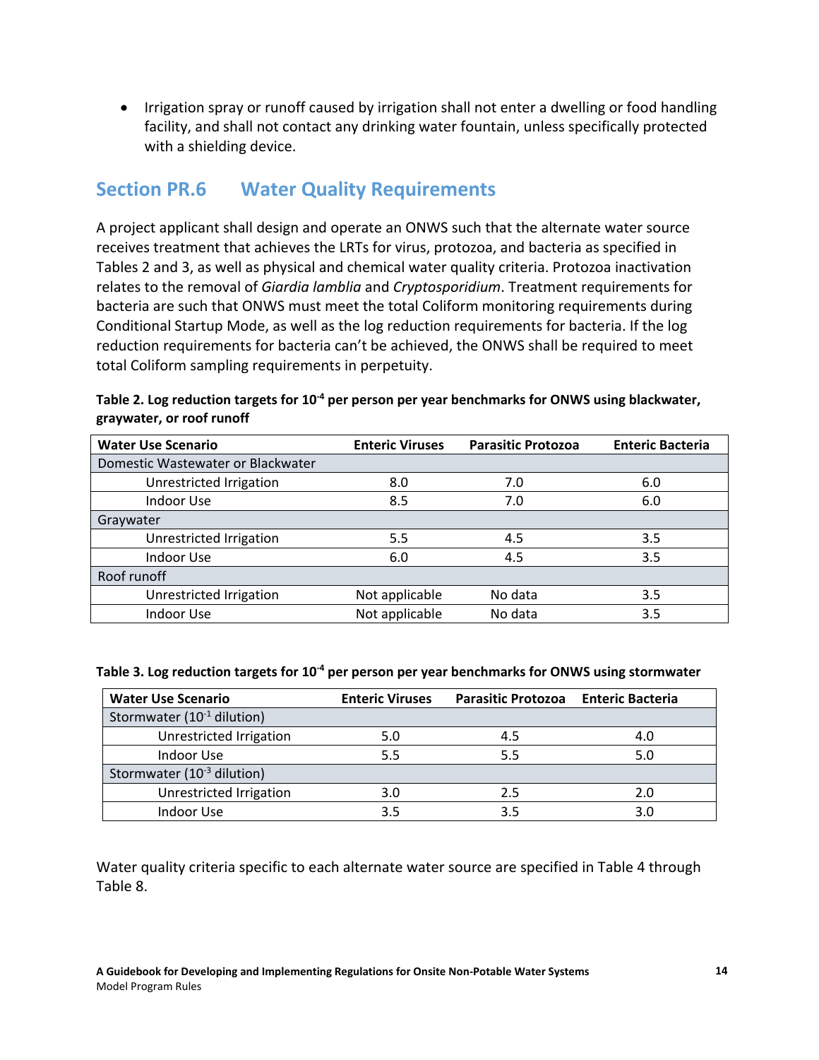- Irrigation spray or runoff caused by irrigation shall not enter a dwelling or food handling facility, and shall not contact any drinking water fountain, unless specifically protected with a shielding device.

## Section PR.6 Water Quality Requirements

A project applicant shall design and operate an ONWS such that the alternate water source receives treatment that achieves the LRTs for virus, protozoa, and bacteria as specified in Tables 2 and 3, as well as physical and chemical water quality criteria. Protozoa inactivation relates to the removal of *Giardia lamblia* and *Cryptosporidium*. Treatment requirements for bacteria are such that ONWS must meet the total Coliform monitoring requirements during Conditional Startup Mode, as well as the log reduction requirements for bacteria. If the log reduction requirements for bacteria can't be achieved, the ONWS shall be required to meet total Coliform sampling requirements in perpetuity.

**Table 2. Log reduction targets for $10^{-4}$ per person per year benchmarks for ONWS using blackwater, graywater, or roof runoff**

| Water Use Scenario | Enteric Viruses | Parasitic Protozoa | Enteric Bacteria |
|---|---|---|---|
| Domestic Wastewater or Blackwater | | | |
| Unrestricted Irrigation | 8.0 | 7.0 | 6.0 |
| Indoor Use | 8.5 | 7.0 | 6.0 |
| Graywater | | | |
| Unrestricted Irrigation | 5.5 | 4.5 | 3.5 |
| Indoor Use | 6.0 | 4.5 | 3.5 |
| Roof runoff | | | |
| Unrestricted Irrigation | Not applicable | No data | 3.5 |
| Indoor Use | Not applicable | No data | 3.5 |

**Table 3. Log reduction targets for $10^{-4}$ per person per year benchmarks for ONWS using stormwater**

| Water Use Scenario | Enteric Viruses | Parasitic Protozoa | Enteric Bacteria |
|---|---|---|---|
| Stormwater ($10^{-1}$ dilution) | | | |
| Unrestricted Irrigation | 5.0 | 4.5 | 4.0 |
| Indoor Use | 5.5 | 5.5 | 5.0 |
| Stormwater ($10^{-3}$ dilution) | | | |
| Unrestricted Irrigation | 3.0 | 2.5 | 2.0 |
| Indoor Use | 3.5 | 3.5 | 3.0 |

Water quality criteria specific to each alternate water source are specified in Table 4 through Table 8.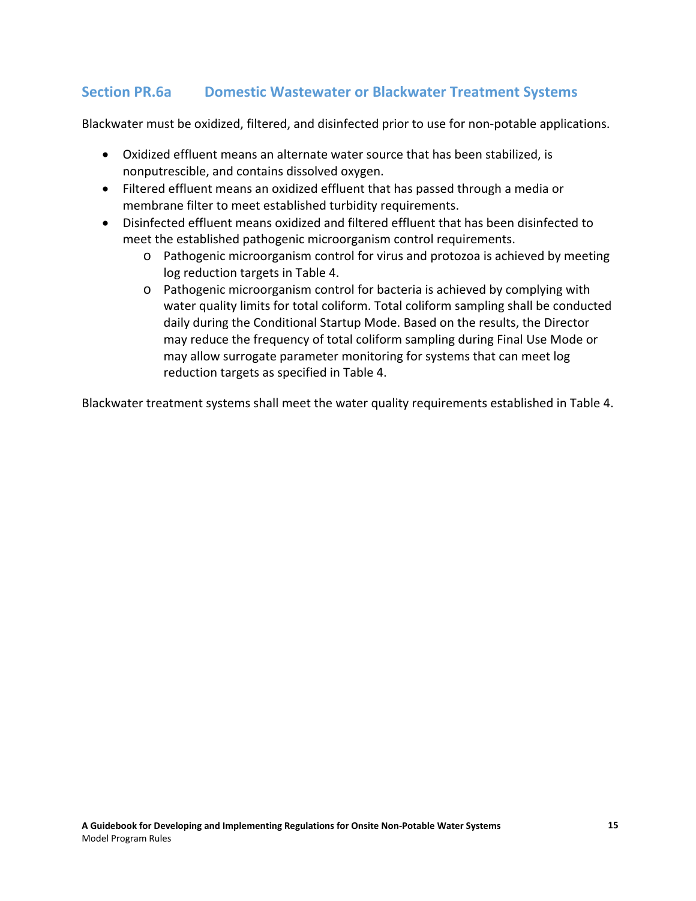## Section PR.6a Domestic Wastewater or Blackwater Treatment Systems

Blackwater must be oxidized, filtered, and disinfected prior to use for non-potable applications.

- Oxidized effluent means an alternate water source that has been stabilized, is nonputrescible, and contains dissolved oxygen.
- Filtered effluent means an oxidized effluent that has passed through a media or membrane filter to meet established turbidity requirements.
- Disinfected effluent means oxidized and filtered effluent that has been disinfected to meet the established pathogenic microorganism control requirements.
  - Pathogenic microorganism control for virus and protozoa is achieved by meeting log reduction targets in Table 4.
  - Pathogenic microorganism control for bacteria is achieved by complying with water quality limits for total coliform. Total coliform sampling shall be conducted daily during the Conditional Startup Mode. Based on the results, the Director may reduce the frequency of total coliform sampling during Final Use Mode or may allow surrogate parameter monitoring for systems that can meet log reduction targets as specified in Table 4.

Blackwater treatment systems shall meet the water quality requirements established in Table 4.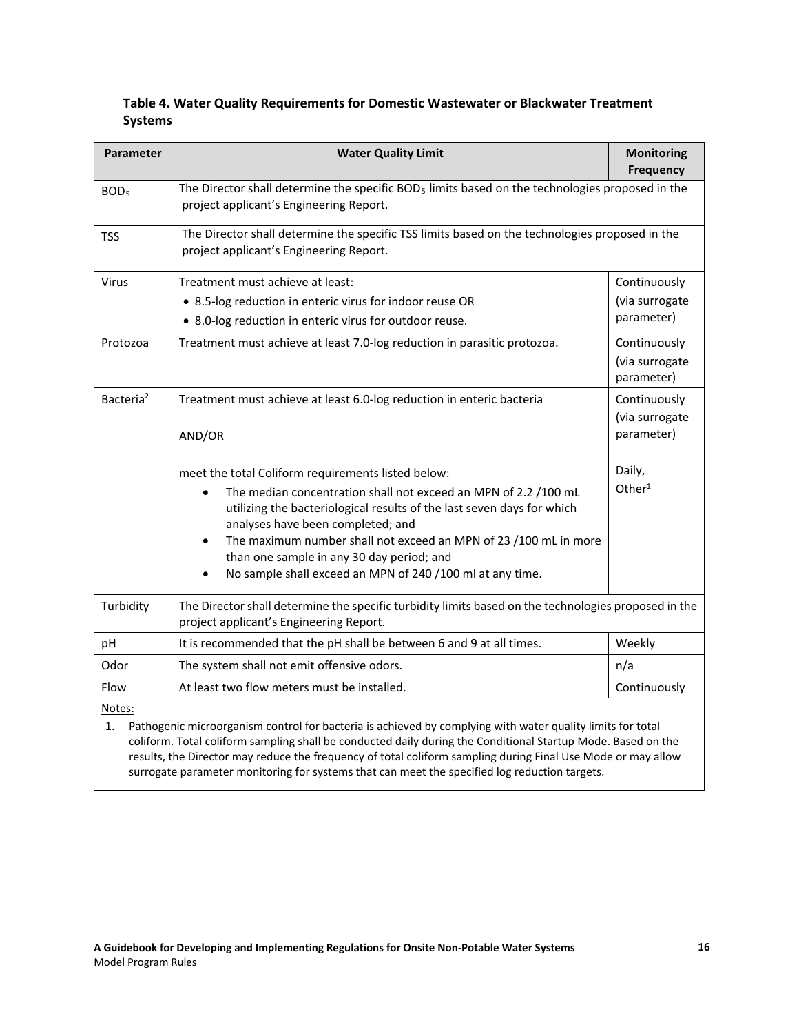**Table 4. Water Quality Requirements for Domestic Wastewater or Blackwater Treatment Systems**

| Parameter | Water Quality Limit | Monitoring Frequency |
|---|---|---|
| $BOD_5$ | The Director shall determine the specific $BOD_5$ limits based on the technologies proposed in the project applicant's Engineering Report. | |
| TSS | The Director shall determine the specific TSS limits based on the technologies proposed in the project applicant's Engineering Report. | |
| Virus | Treatment must achieve at least:<br>• 8.5-log reduction in enteric virus for indoor reuse OR<br>• 8.0-log reduction in enteric virus for outdoor reuse. | Continuously (via surrogate parameter) |
| Protozoa | Treatment must achieve at least 7.0-log reduction in parasitic protozoa. | Continuously (via surrogate parameter) |
| Bacteria[2] | Treatment must achieve at least 6.0-log reduction in enteric bacteria<br><br>AND/OR<br><br>meet the total Coliform requirements listed below:<br>• The median concentration shall not exceed an MPN of 2.2 /100 mL utilizing the bacteriological results of the last seven days for which analyses have been completed; and<br>• The maximum number shall not exceed an MPN of 23 /100 mL in more than one sample in any 30 day period; and<br>• No sample shall exceed an MPN of 240 /100 ml at any time. | Continuously (via surrogate parameter)<br><br>Daily, Other[1] |
| Turbidity | The Director shall determine the specific turbidity limits based on the technologies proposed in the project applicant's Engineering Report. | |
| pH | It is recommended that the pH shall be between 6 and 9 at all times. | Weekly |
| Odor | The system shall not emit offensive odors. | n/a |
| Flow | At least two flow meters must be installed. | Continuously |

Notes:

1. Pathogenic microorganism control for bacteria is achieved by complying with water quality limits for total coliform. Total coliform sampling shall be conducted daily during the Conditional Startup Mode. Based on the results, the Director may reduce the frequency of total coliform sampling during Final Use Mode or may allow surrogate parameter monitoring for systems that can meet the specified log reduction targets.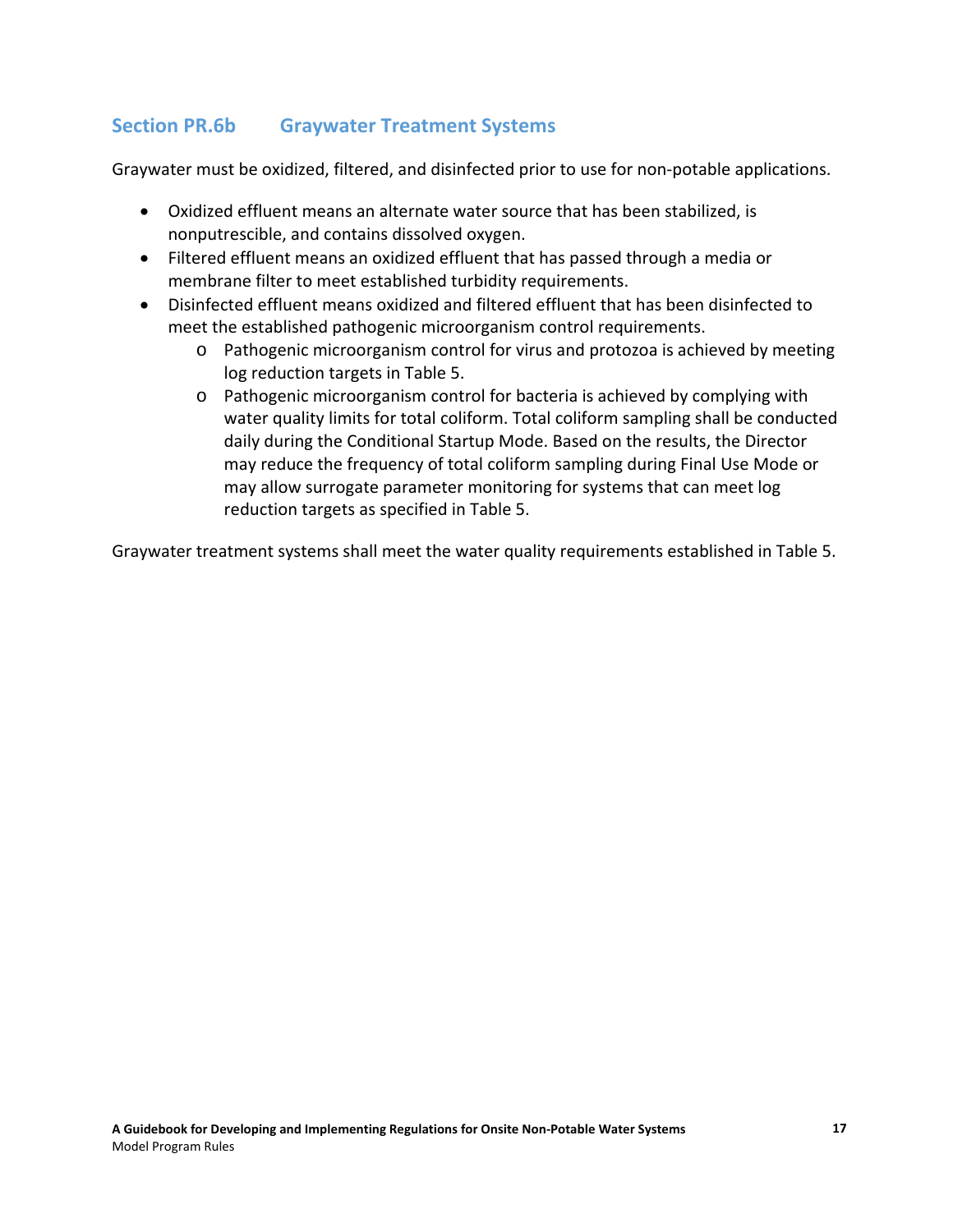## Section PR.6b Graywater Treatment Systems

Graywater must be oxidized, filtered, and disinfected prior to use for non-potable applications.

- Oxidized effluent means an alternate water source that has been stabilized, is nonputrescible, and contains dissolved oxygen.
- Filtered effluent means an oxidized effluent that has passed through a media or membrane filter to meet established turbidity requirements.
- Disinfected effluent means oxidized and filtered effluent that has been disinfected to meet the established pathogenic microorganism control requirements.
  - Pathogenic microorganism control for virus and protozoa is achieved by meeting log reduction targets in Table 5.
  - Pathogenic microorganism control for bacteria is achieved by complying with water quality limits for total coliform. Total coliform sampling shall be conducted daily during the Conditional Startup Mode. Based on the results, the Director may reduce the frequency of total coliform sampling during Final Use Mode or may allow surrogate parameter monitoring for systems that can meet log reduction targets as specified in Table 5.

Graywater treatment systems shall meet the water quality requirements established in Table 5.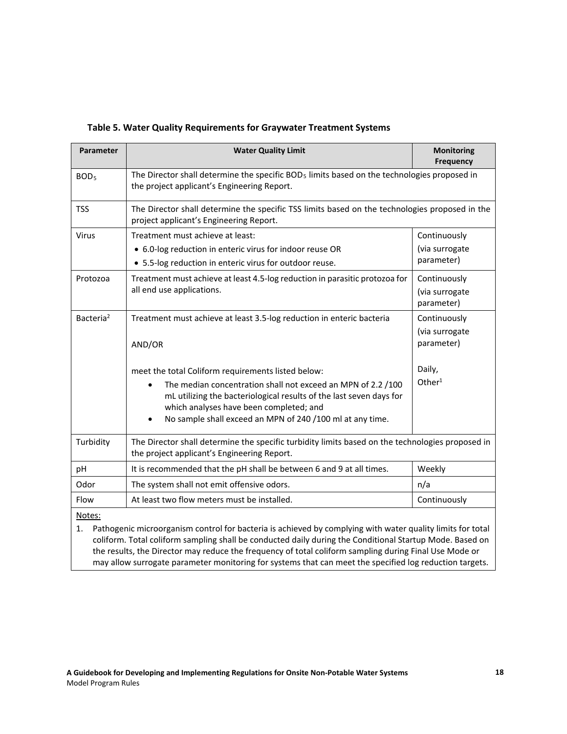**Table 5. Water Quality Requirements for Graywater Treatment Systems**

| Parameter | Water Quality Limit | Monitoring Frequency |
| --- | --- | --- |
| $BOD_5$ | The Director shall determine the specific $BOD_5$ limits based on the technologies proposed in the project applicant's Engineering Report. | |
| TSS | The Director shall determine the specific TSS limits based on the technologies proposed in the project applicant's Engineering Report. | |
| Virus | Treatment must achieve at least:<br>• 6.0-log reduction in enteric virus for indoor reuse OR<br>• 5.5-log reduction in enteric virus for outdoor reuse. | Continuously (via surrogate parameter) |
| Protozoa | Treatment must achieve at least 4.5-log reduction in parasitic protozoa for all end use applications. | Continuously (via surrogate parameter) |
| Bacteria[2] | Treatment must achieve at least 3.5-log reduction in enteric bacteria<br><br>AND/OR<br><br>meet the total Coliform requirements listed below:<br>• The median concentration shall not exceed an MPN of 2.2 /100 mL utilizing the bacteriological results of the last seven days for which analyses have been completed; and<br>• No sample shall exceed an MPN of 240 /100 ml at any time. | Continuously (via surrogate parameter)<br><br>Daily, Other[1] |
| Turbidity | The Director shall determine the specific turbidity limits based on the technologies proposed in the project applicant's Engineering Report. | |
| pH | It is recommended that the pH shall be between 6 and 9 at all times. | Weekly |
| Odor | The system shall not emit offensive odors. | n/a |
| Flow | At least two flow meters must be installed. | Continuously |

Notes:

1. Pathogenic microorganism control for bacteria is achieved by complying with water quality limits for total coliform. Total coliform sampling shall be conducted daily during the Conditional Startup Mode. Based on the results, the Director may reduce the frequency of total coliform sampling during Final Use Mode or may allow surrogate parameter monitoring for systems that can meet the specified log reduction targets.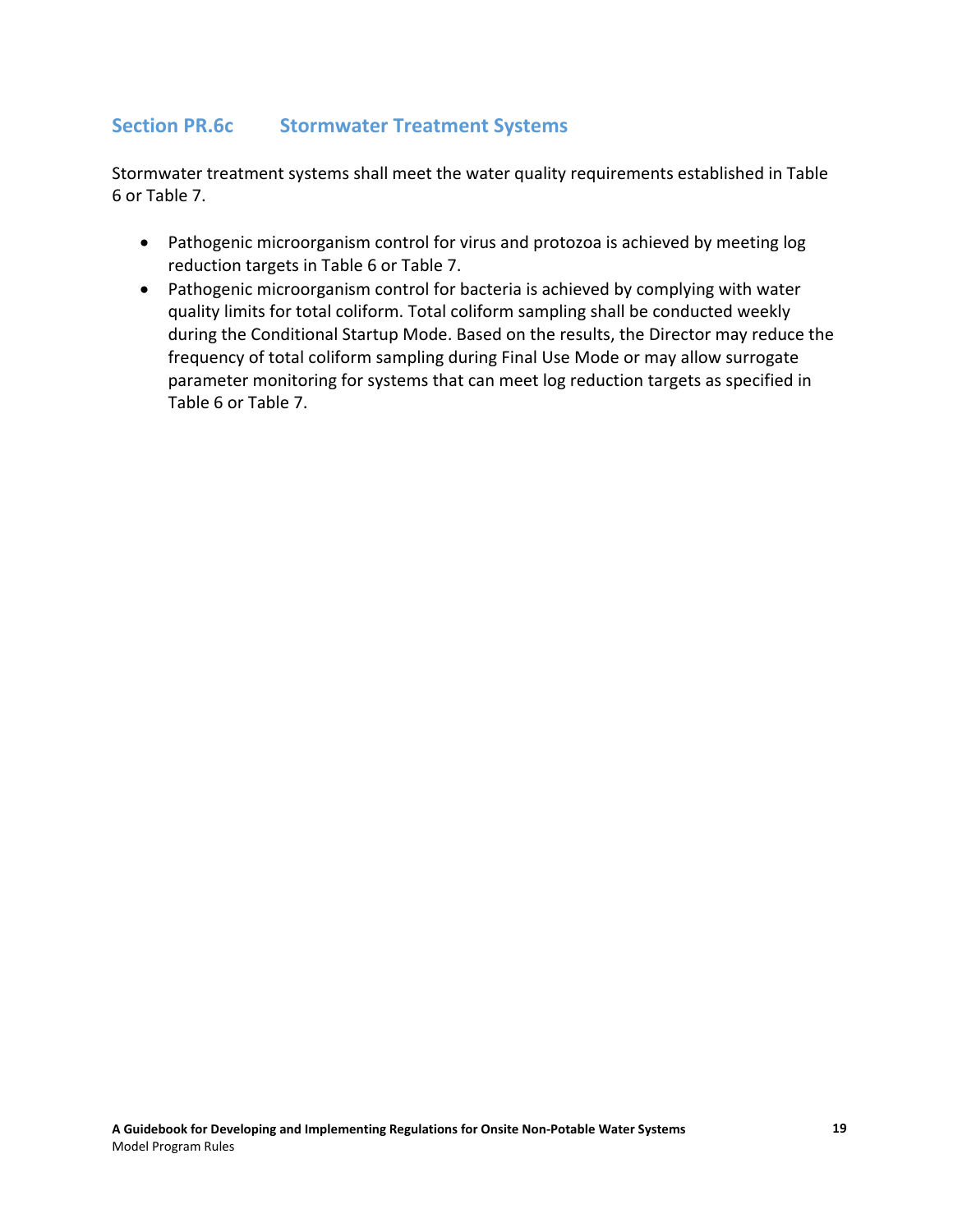## Section PR.6c Stormwater Treatment Systems

Stormwater treatment systems shall meet the water quality requirements established in Table 6 or Table 7.

- Pathogenic microorganism control for virus and protozoa is achieved by meeting log reduction targets in Table 6 or Table 7.
- Pathogenic microorganism control for bacteria is achieved by complying with water quality limits for total coliform. Total coliform sampling shall be conducted weekly during the Conditional Startup Mode. Based on the results, the Director may reduce the frequency of total coliform sampling during Final Use Mode or may allow surrogate parameter monitoring for systems that can meet log reduction targets as specified in Table 6 or Table 7.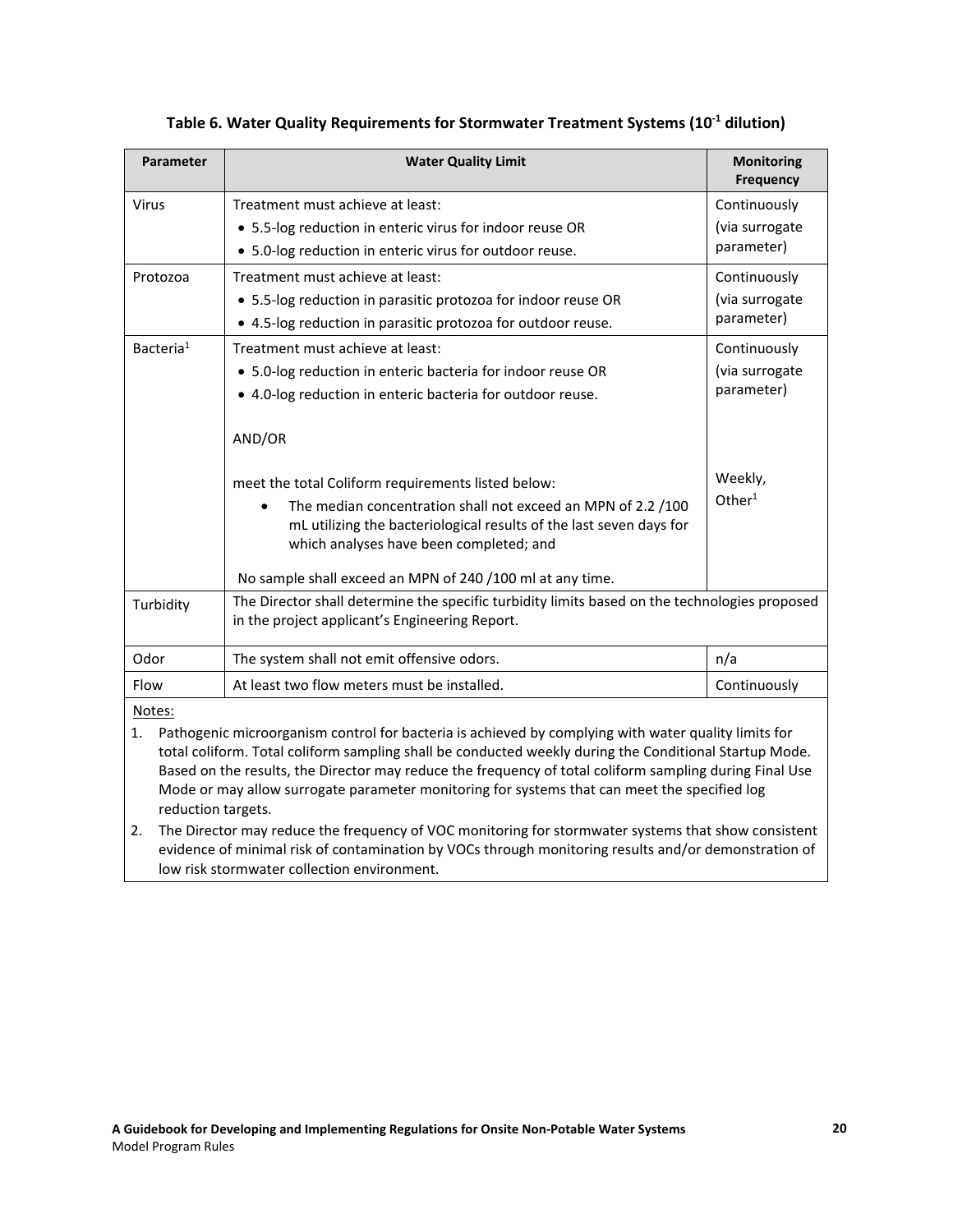**Table 6. Water Quality Requirements for Stormwater Treatment Systems ($10^{-1}$ dilution)**

| Parameter | Water Quality Limit | Monitoring Frequency |
|---|---|---|
| Virus | Treatment must achieve at least:<br>• 5.5-log reduction in enteric virus for indoor reuse OR<br>• 5.0-log reduction in enteric virus for outdoor reuse. | Continuously (via surrogate parameter) |
| Protozoa | Treatment must achieve at least:<br>• 5.5-log reduction in parasitic protozoa for indoor reuse OR<br>• 4.5-log reduction in parasitic protozoa for outdoor reuse. | Continuously (via surrogate parameter) |
| Bacteria[1] | Treatment must achieve at least:<br>• 5.0-log reduction in enteric bacteria for indoor reuse OR<br>• 4.0-log reduction in enteric bacteria for outdoor reuse.<br><br>AND/OR<br><br>meet the total Coliform requirements listed below:<br>• The median concentration shall not exceed an MPN of 2.2 /100 mL utilizing the bacteriological results of the last seven days for which analyses have been completed; and<br><br>No sample shall exceed an MPN of 240 /100 ml at any time. | Continuously (via surrogate parameter)<br><br><br><br>Weekly, Other[1] |
| Turbidity | The Director shall determine the specific turbidity limits based on the technologies proposed in the project applicant's Engineering Report. | |
| Odor | The system shall not emit offensive odors. | n/a |
| Flow | At least two flow meters must be installed. | Continuously |

Notes:

1. Pathogenic microorganism control for bacteria is achieved by complying with water quality limits for total coliform. Total coliform sampling shall be conducted weekly during the Conditional Startup Mode. Based on the results, the Director may reduce the frequency of total coliform sampling during Final Use Mode or may allow surrogate parameter monitoring for systems that can meet the specified log reduction targets.
2. The Director may reduce the frequency of VOC monitoring for stormwater systems that show consistent evidence of minimal risk of contamination by VOCs through monitoring results and/or demonstration of low risk stormwater collection environment.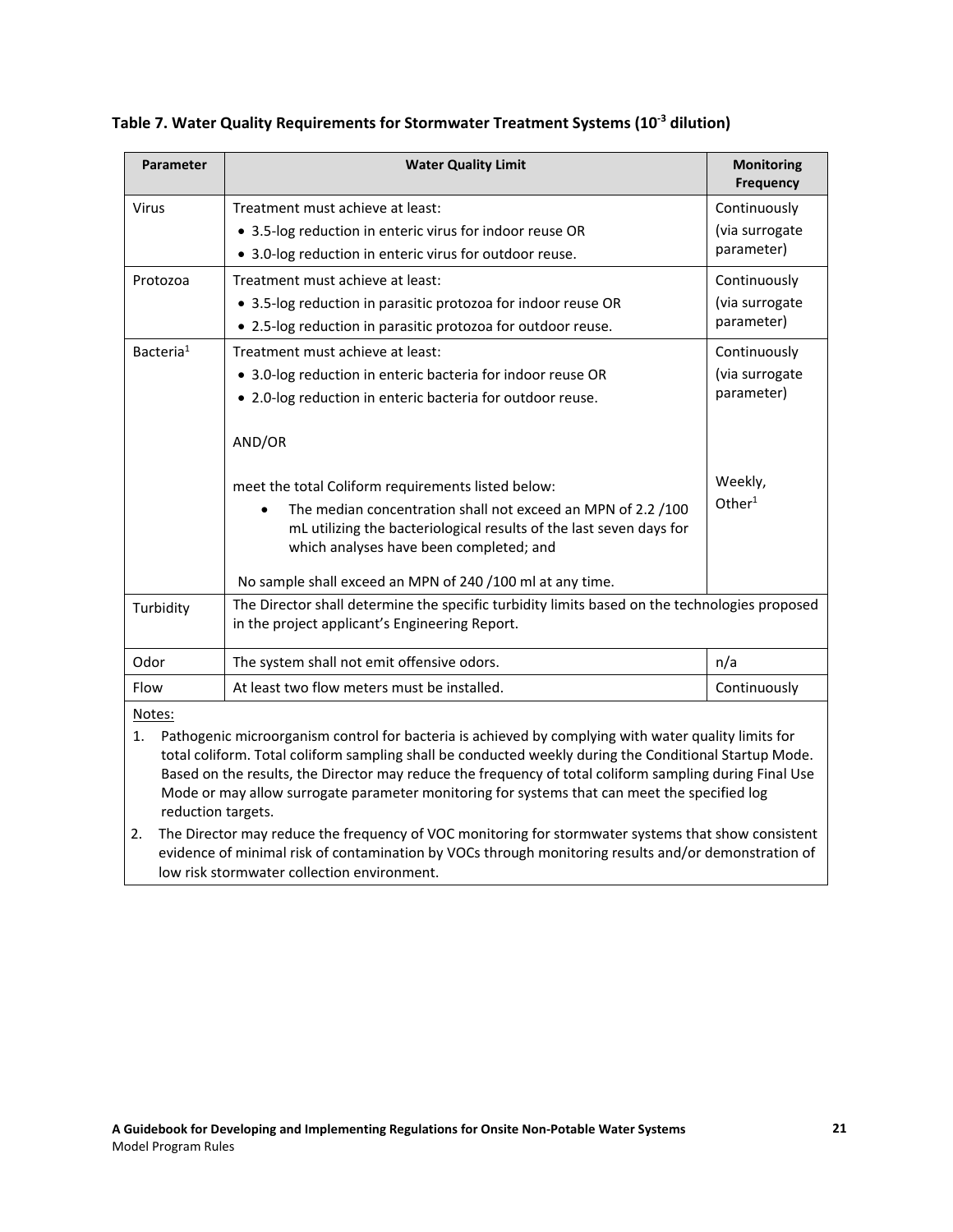**Table 7. Water Quality Requirements for Stormwater Treatment Systems ($10^{-3}$ dilution)**

| Parameter | Water Quality Limit | Monitoring Frequency |
|---|---|---|
| Virus | Treatment must achieve at least:<br>• 3.5-log reduction in enteric virus for indoor reuse OR<br>• 3.0-log reduction in enteric virus for outdoor reuse. | Continuously (via surrogate parameter) |
| Protozoa | Treatment must achieve at least:<br>• 3.5-log reduction in parasitic protozoa for indoor reuse OR<br>• 2.5-log reduction in parasitic protozoa for outdoor reuse. | Continuously (via surrogate parameter) |
| Bacteria[1] | Treatment must achieve at least:<br>• 3.0-log reduction in enteric bacteria for indoor reuse OR<br>• 2.0-log reduction in enteric bacteria for outdoor reuse.<br><br>AND/OR<br><br>meet the total Coliform requirements listed below:<br>• The median concentration shall not exceed an MPN of 2.2 /100 mL utilizing the bacteriological results of the last seven days for which analyses have been completed; and<br><br>No sample shall exceed an MPN of 240 /100 ml at any time. | Continuously (via surrogate parameter)<br><br><br><br>Weekly, Other[1] |
| Turbidity | The Director shall determine the specific turbidity limits based on the technologies proposed in the project applicant's Engineering Report. | |
| Odor | The system shall not emit offensive odors. | n/a |
| Flow | At least two flow meters must be installed. | Continuously |

Notes:

1. Pathogenic microorganism control for bacteria is achieved by complying with water quality limits for total coliform. Total coliform sampling shall be conducted weekly during the Conditional Startup Mode. Based on the results, the Director may reduce the frequency of total coliform sampling during Final Use Mode or may allow surrogate parameter monitoring for systems that can meet the specified log reduction targets.
2. The Director may reduce the frequency of VOC monitoring for stormwater systems that show consistent evidence of minimal risk of contamination by VOCs through monitoring results and/or demonstration of low risk stormwater collection environment.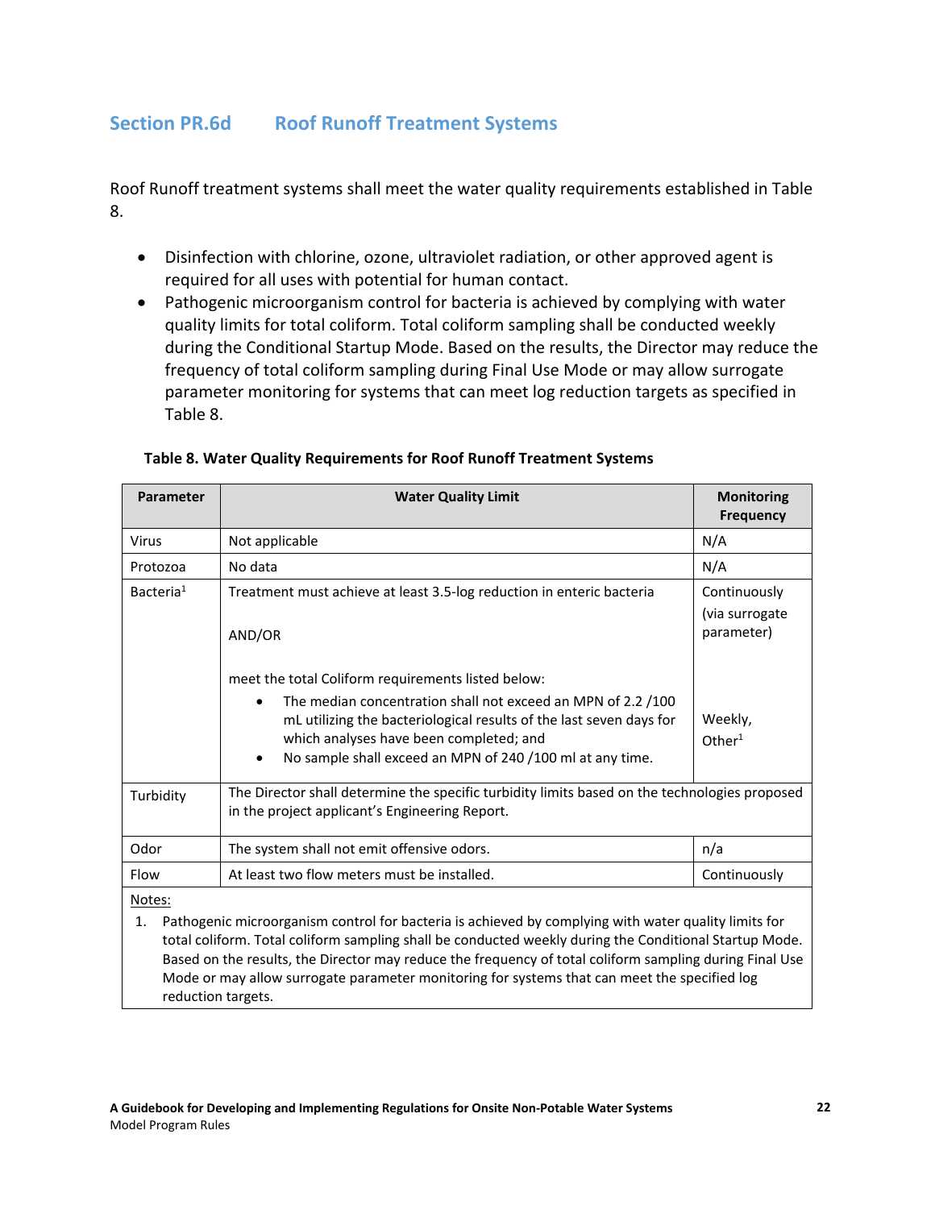## Section PR.6d Roof Runoff Treatment Systems

Roof Runoff treatment systems shall meet the water quality requirements established in Table 8.

- Disinfection with chlorine, ozone, ultraviolet radiation, or other approved agent is required for all uses with potential for human contact.
- Pathogenic microorganism control for bacteria is achieved by complying with water quality limits for total coliform. Total coliform sampling shall be conducted weekly during the Conditional Startup Mode. Based on the results, the Director may reduce the frequency of total coliform sampling during Final Use Mode or may allow surrogate parameter monitoring for systems that can meet log reduction targets as specified in Table 8.

**Table 8. Water Quality Requirements for Roof Runoff Treatment Systems**

| Parameter | Water Quality Limit | Monitoring Frequency |
|---|---|---|
| Virus | Not applicable | N/A |
| Protozoa | No data | N/A |
| Bacteria[1] | Treatment must achieve at least 3.5-log reduction in enteric bacteria<br><br>AND/OR<br><br>meet the total Coliform requirements listed below:<br>• The median concentration shall not exceed an MPN of 2.2 /100 mL utilizing the bacteriological results of the last seven days for which analyses have been completed; and<br>• No sample shall exceed an MPN of 240 /100 ml at any time. | Continuously (via surrogate parameter)<br><br>Weekly, Other[1] |
| Turbidity | The Director shall determine the specific turbidity limits based on the technologies proposed in the project applicant's Engineering Report. | |
| Odor | The system shall not emit offensive odors. | n/a |
| Flow | At least two flow meters must be installed. | Continuously |

Notes:

1. Pathogenic microorganism control for bacteria is achieved by complying with water quality limits for total coliform. Total coliform sampling shall be conducted weekly during the Conditional Startup Mode. Based on the results, the Director may reduce the frequency of total coliform sampling during Final Use Mode or may allow surrogate parameter monitoring for systems that can meet the specified log reduction targets.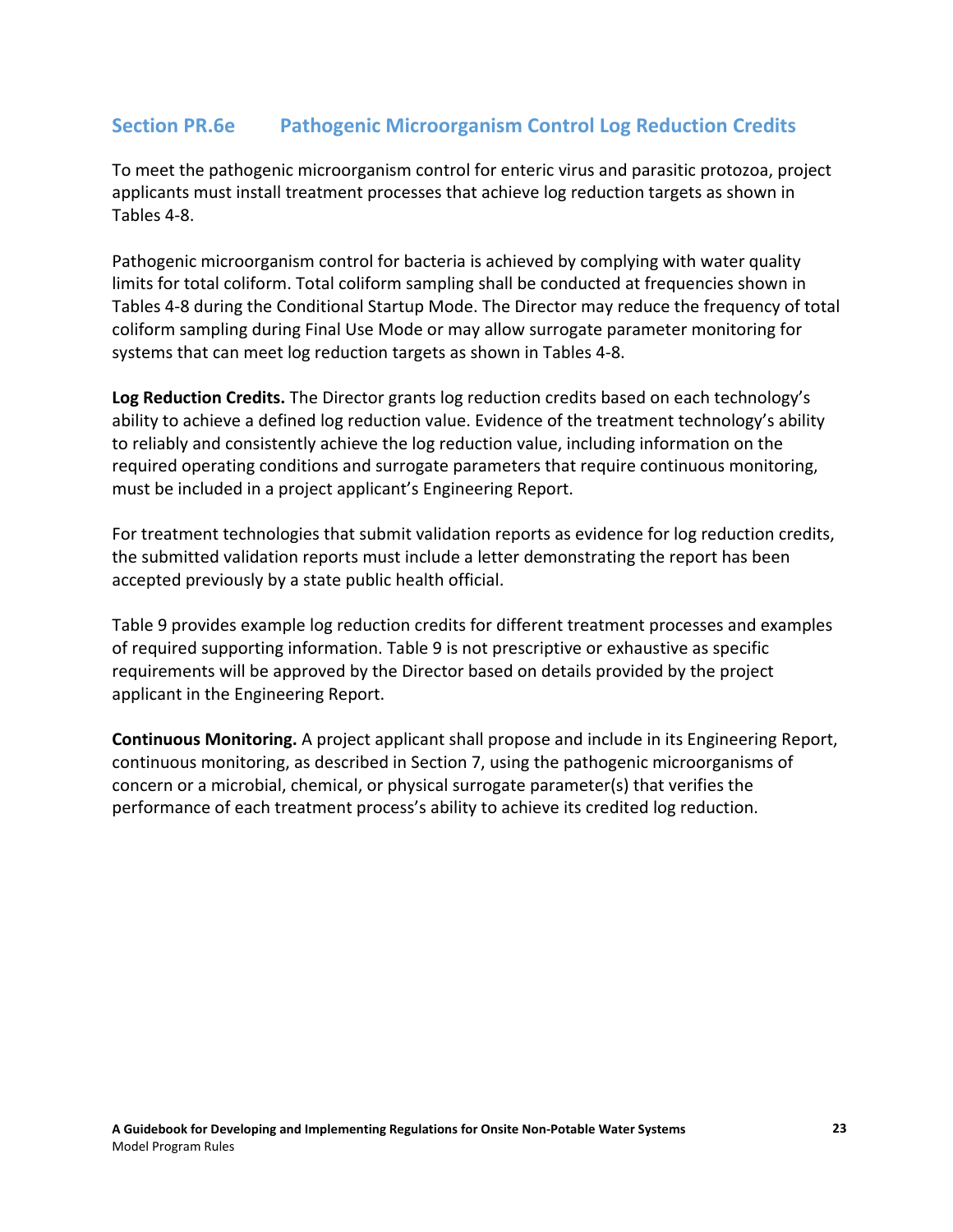## Section PR.6e Pathogenic Microorganism Control Log Reduction Credits

To meet the pathogenic microorganism control for enteric virus and parasitic protozoa, project applicants must install treatment processes that achieve log reduction targets as shown in Tables 4-8.

Pathogenic microorganism control for bacteria is achieved by complying with water quality limits for total coliform. Total coliform sampling shall be conducted at frequencies shown in Tables 4-8 during the Conditional Startup Mode. The Director may reduce the frequency of total coliform sampling during Final Use Mode or may allow surrogate parameter monitoring for systems that can meet log reduction targets as shown in Tables 4-8.

**Log Reduction Credits.** The Director grants log reduction credits based on each technology's ability to achieve a defined log reduction value. Evidence of the treatment technology's ability to reliably and consistently achieve the log reduction value, including information on the required operating conditions and surrogate parameters that require continuous monitoring, must be included in a project applicant's Engineering Report.

For treatment technologies that submit validation reports as evidence for log reduction credits, the submitted validation reports must include a letter demonstrating the report has been accepted previously by a state public health official.

Table 9 provides example log reduction credits for different treatment processes and examples of required supporting information. Table 9 is not prescriptive or exhaustive as specific requirements will be approved by the Director based on details provided by the project applicant in the Engineering Report.

**Continuous Monitoring.** A project applicant shall propose and include in its Engineering Report, continuous monitoring, as described in Section 7, using the pathogenic microorganisms of concern or a microbial, chemical, or physical surrogate parameter(s) that verifies the performance of each treatment process's ability to achieve its credited log reduction.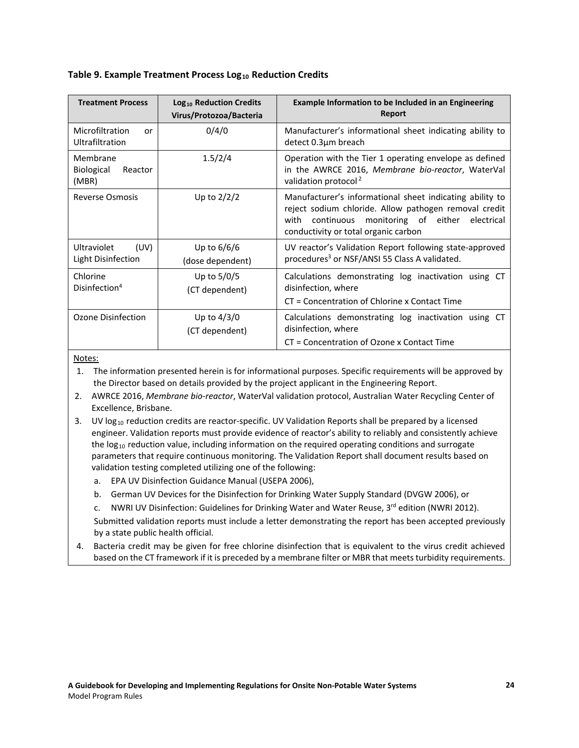**Table 9. Example Treatment Process $Log_{10}$ Reduction Credits**

| Treatment Process | $Log_{10}$ Reduction Credits Virus/Protozoa/Bacteria | Example Information to be Included in an Engineering Report |
|---|---|---|
| Microfiltration or Ultrafiltration | 0/4/0 | Manufacturer's informational sheet indicating ability to detect 0.3µm breach |
| Membrane Biological Reactor (MBR) | 1.5/2/4 | Operation with the Tier 1 operating envelope as defined in the AWRCE 2016, *Membrane bio-reactor*, WaterVal validation protocol [2] |
| Reverse Osmosis | Up to 2/2/2 | Manufacturer's informational sheet indicating ability to reject sodium chloride. Allow pathogen removal credit with continuous monitoring of either electrical conductivity or total organic carbon |
| Ultraviolet (UV) Light Disinfection | Up to 6/6/6 (dose dependent) | UV reactor's Validation Report following state-approved procedures[3] or NSF/ANSI 55 Class A validated. |
| Chlorine Disinfection[4] | Up to 5/0/5 (CT dependent) | Calculations demonstrating log inactivation using CT disinfection, where CT = Concentration of Chlorine x Contact Time |
| Ozone Disinfection | Up to 4/3/0 (CT dependent) | Calculations demonstrating log inactivation using CT disinfection, where CT = Concentration of Ozone x Contact Time |

Notes:

1. The information presented herein is for informational purposes. Specific requirements will be approved by the Director based on details provided by the project applicant in the Engineering Report.
2. AWRCE 2016, *Membrane bio-reactor*, WaterVal validation protocol, Australian Water Recycling Center of Excellence, Brisbane.
3. UV $log_{10}$ reduction credits are reactor-specific. UV Validation Reports shall be prepared by a licensed engineer. Validation reports must provide evidence of reactor's ability to reliably and consistently achieve the $log_{10}$ reduction value, including information on the required operating conditions and surrogate parameters that require continuous monitoring. The Validation Report shall document results based on validation testing completed utilizing one of the following:
   a. EPA UV Disinfection Guidance Manual (USEPA 2006),
   b. German UV Devices for the Disinfection for Drinking Water Supply Standard (DVGW 2006), or
   c. NWRI UV Disinfection: Guidelines for Drinking Water and Water Reuse, 3rd edition (NWRI 2012).

   Submitted validation reports must include a letter demonstrating the report has been accepted previously by a state public health official.
4. Bacteria credit may be given for free chlorine disinfection that is equivalent to the virus credit achieved based on the CT framework if it is preceded by a membrane filter or MBR that meets turbidity requirements.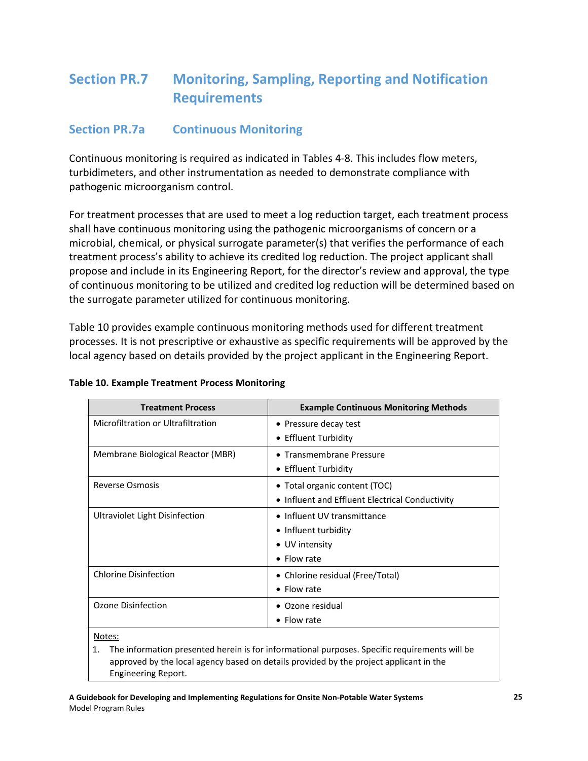## Section PR.7 Monitoring, Sampling, Reporting and Notification Requirements

### Section PR.7a Continuous Monitoring

Continuous monitoring is required as indicated in Tables 4-8. This includes flow meters, turbidimeters, and other instrumentation as needed to demonstrate compliance with pathogenic microorganism control.

For treatment processes that are used to meet a log reduction target, each treatment process shall have continuous monitoring using the pathogenic microorganisms of concern or a microbial, chemical, or physical surrogate parameter(s) that verifies the performance of each treatment process's ability to achieve its credited log reduction. The project applicant shall propose and include in its Engineering Report, for the director's review and approval, the type of continuous monitoring to be utilized and credited log reduction will be determined based on the surrogate parameter utilized for continuous monitoring.

Table 10 provides example continuous monitoring methods used for different treatment processes. It is not prescriptive or exhaustive as specific requirements will be approved by the local agency based on details provided by the project applicant in the Engineering Report.

**Table 10. Example Treatment Process Monitoring**

| Treatment Process | Example Continuous Monitoring Methods |
|---|---|
| Microfiltration or Ultrafiltration | • Pressure decay test<br>• Effluent Turbidity |
| Membrane Biological Reactor (MBR) | • Transmembrane Pressure<br>• Effluent Turbidity |
| Reverse Osmosis | • Total organic content (TOC)<br>• Influent and Effluent Electrical Conductivity |
| Ultraviolet Light Disinfection | • Influent UV transmittance<br>• Influent turbidity<br>• UV intensity<br>• Flow rate |
| Chlorine Disinfection | • Chlorine residual (Free/Total)<br>• Flow rate |
| Ozone Disinfection | • Ozone residual<br>• Flow rate |

Notes:

1. The information presented herein is for informational purposes. Specific requirements will be approved by the local agency based on details provided by the project applicant in the Engineering Report.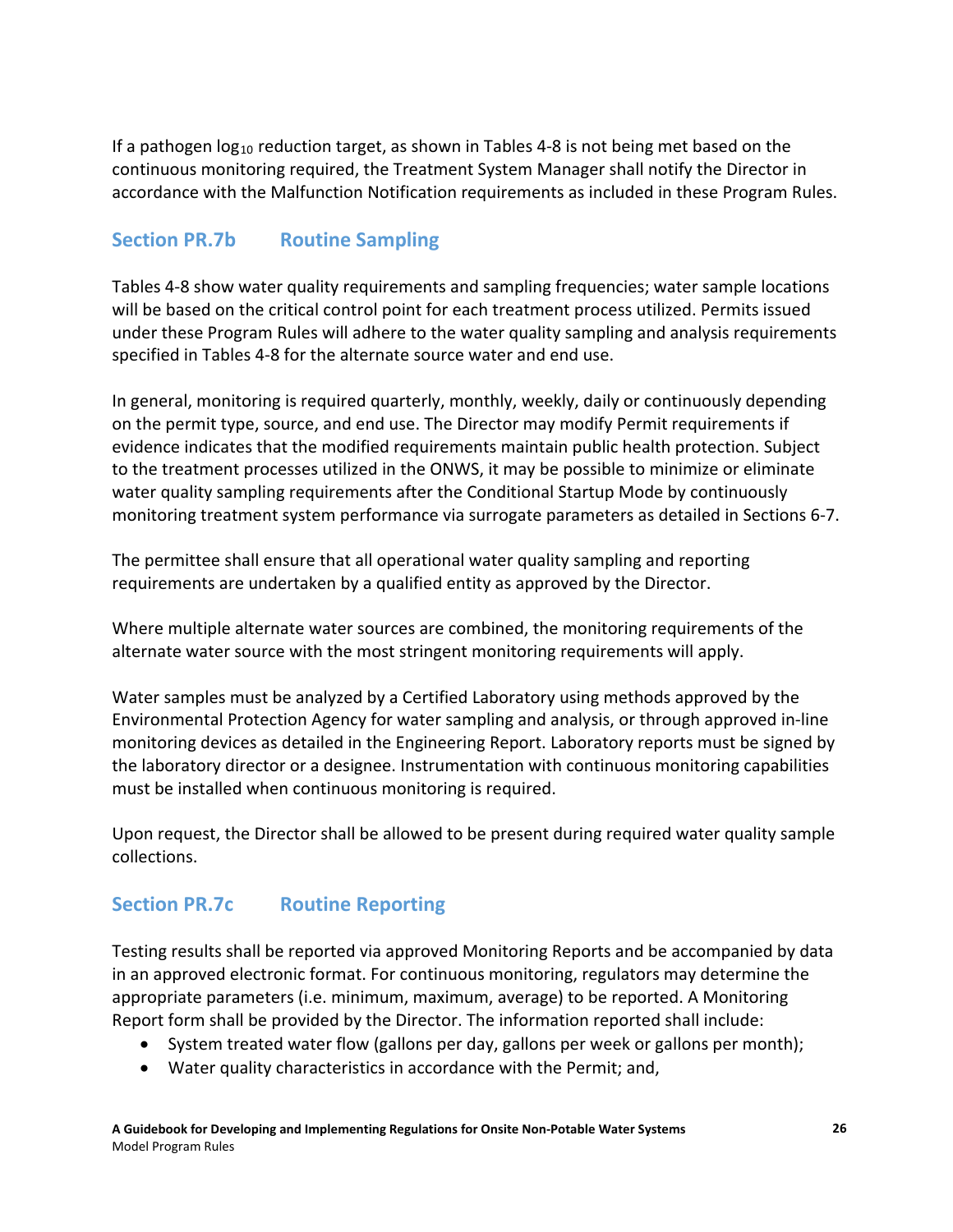If a pathogen $log_{10}$ reduction target, as shown in Tables 4-8 is not being met based on the continuous monitoring required, the Treatment System Manager shall notify the Director in accordance with the Malfunction Notification requirements as included in these Program Rules.

## Section PR.7b Routine Sampling

Tables 4-8 show water quality requirements and sampling frequencies; water sample locations will be based on the critical control point for each treatment process utilized. Permits issued under these Program Rules will adhere to the water quality sampling and analysis requirements specified in Tables 4-8 for the alternate source water and end use.

In general, monitoring is required quarterly, monthly, weekly, daily or continuously depending on the permit type, source, and end use. The Director may modify Permit requirements if evidence indicates that the modified requirements maintain public health protection. Subject to the treatment processes utilized in the ONWS, it may be possible to minimize or eliminate water quality sampling requirements after the Conditional Startup Mode by continuously monitoring treatment system performance via surrogate parameters as detailed in Sections 6-7.

The permittee shall ensure that all operational water quality sampling and reporting requirements are undertaken by a qualified entity as approved by the Director.

Where multiple alternate water sources are combined, the monitoring requirements of the alternate water source with the most stringent monitoring requirements will apply.

Water samples must be analyzed by a Certified Laboratory using methods approved by the Environmental Protection Agency for water sampling and analysis, or through approved in-line monitoring devices as detailed in the Engineering Report. Laboratory reports must be signed by the laboratory director or a designee. Instrumentation with continuous monitoring capabilities must be installed when continuous monitoring is required.

Upon request, the Director shall be allowed to be present during required water quality sample collections.

## Section PR.7c Routine Reporting

Testing results shall be reported via approved Monitoring Reports and be accompanied by data in an approved electronic format. For continuous monitoring, regulators may determine the appropriate parameters (i.e. minimum, maximum, average) to be reported. A Monitoring Report form shall be provided by the Director. The information reported shall include:

- System treated water flow (gallons per day, gallons per week or gallons per month);
- Water quality characteristics in accordance with the Permit; and,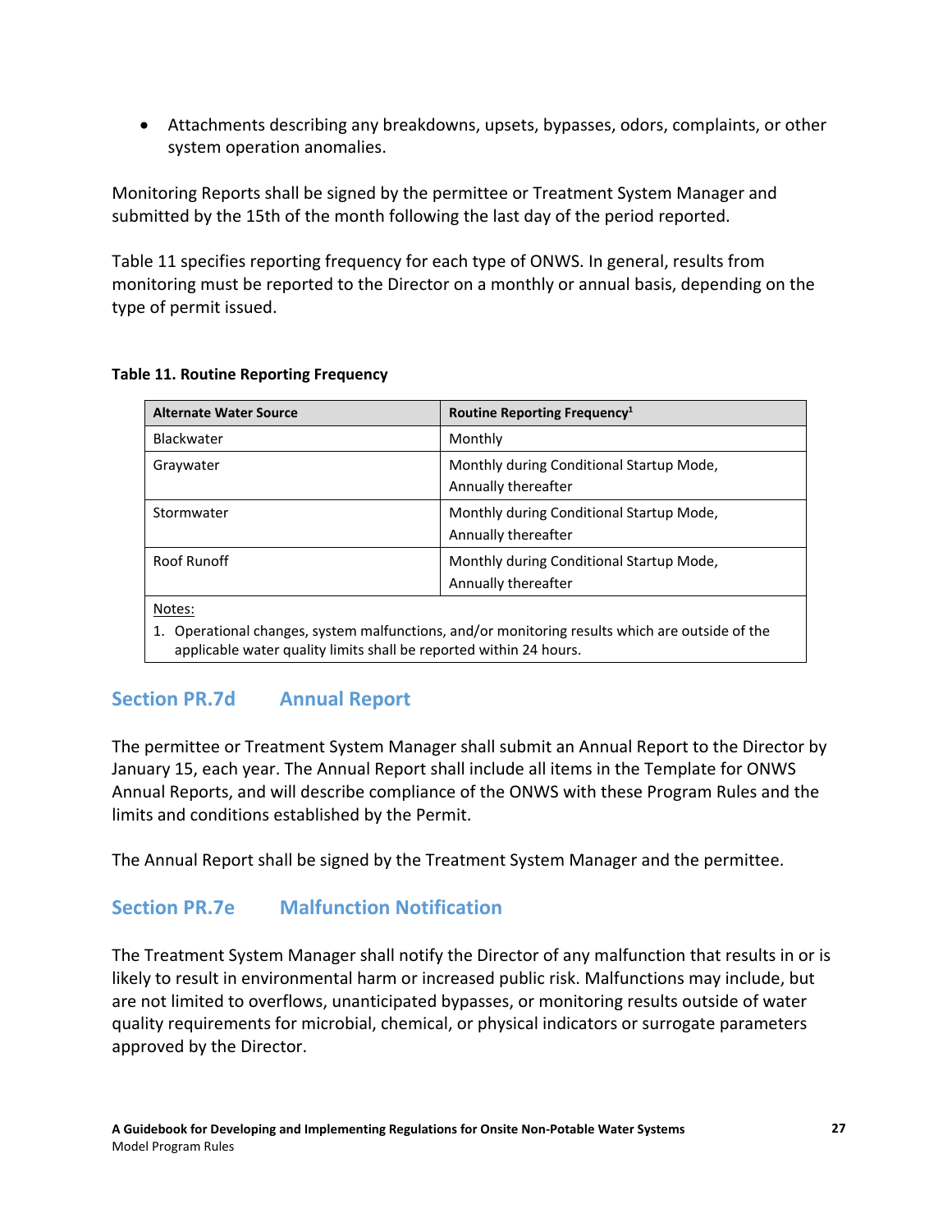- Attachments describing any breakdowns, upsets, bypasses, odors, complaints, or other system operation anomalies.

Monitoring Reports shall be signed by the permittee or Treatment System Manager and submitted by the 15th of the month following the last day of the period reported.

Table 11 specifies reporting frequency for each type of ONWS. In general, results from monitoring must be reported to the Director on a monthly or annual basis, depending on the type of permit issued.

**Table 11. Routine Reporting Frequency**

| Alternate Water Source | Routine Reporting Frequency[1] |
| --- | --- |
| Blackwater | Monthly |
| Graywater | Monthly during Conditional Startup Mode, Annually thereafter |
| Stormwater | Monthly during Conditional Startup Mode, Annually thereafter |
| Roof Runoff | Monthly during Conditional Startup Mode, Annually thereafter |

Notes:

1. Operational changes, system malfunctions, and/or monitoring results which are outside of the applicable water quality limits shall be reported within 24 hours.

## Section PR.7d Annual Report

The permittee or Treatment System Manager shall submit an Annual Report to the Director by January 15, each year. The Annual Report shall include all items in the Template for ONWS Annual Reports, and will describe compliance of the ONWS with these Program Rules and the limits and conditions established by the Permit.

The Annual Report shall be signed by the Treatment System Manager and the permittee.

## Section PR.7e Malfunction Notification

The Treatment System Manager shall notify the Director of any malfunction that results in or is likely to result in environmental harm or increased public risk. Malfunctions may include, but are not limited to overflows, unanticipated bypasses, or monitoring results outside of water quality requirements for microbial, chemical, or physical indicators or surrogate parameters approved by the Director.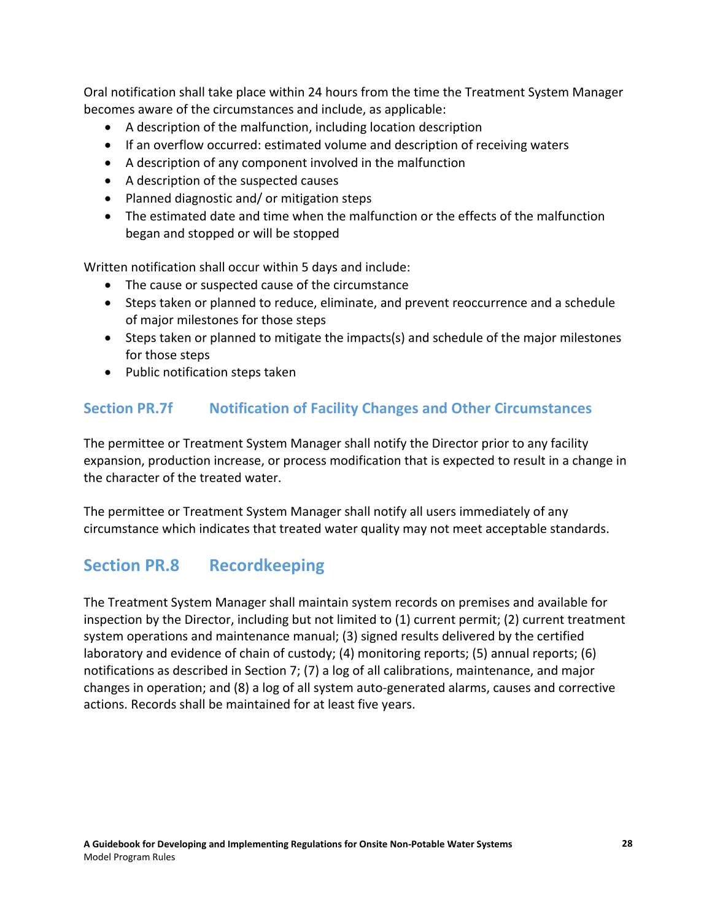Oral notification shall take place within 24 hours from the time the Treatment System Manager becomes aware of the circumstances and include, as applicable:

- A description of the malfunction, including location description
- If an overflow occurred: estimated volume and description of receiving waters
- A description of any component involved in the malfunction
- A description of the suspected causes
- Planned diagnostic and/ or mitigation steps
- The estimated date and time when the malfunction or the effects of the malfunction began and stopped or will be stopped

Written notification shall occur within 5 days and include:

- The cause or suspected cause of the circumstance
- Steps taken or planned to reduce, eliminate, and prevent reoccurrence and a schedule of major milestones for those steps
- Steps taken or planned to mitigate the impacts(s) and schedule of the major milestones for those steps
- Public notification steps taken

### Section PR.7f Notification of Facility Changes and Other Circumstances

The permittee or Treatment System Manager shall notify the Director prior to any facility expansion, production increase, or process modification that is expected to result in a change in the character of the treated water.

The permittee or Treatment System Manager shall notify all users immediately of any circumstance which indicates that treated water quality may not meet acceptable standards.

## Section PR.8 Recordkeeping

The Treatment System Manager shall maintain system records on premises and available for inspection by the Director, including but not limited to (1) current permit; (2) current treatment system operations and maintenance manual; (3) signed results delivered by the certified laboratory and evidence of chain of custody; (4) monitoring reports; (5) annual reports; (6) notifications as described in Section 7; (7) a log of all calibrations, maintenance, and major changes in operation; and (8) a log of all system auto-generated alarms, causes and corrective actions. Records shall be maintained for at least five years.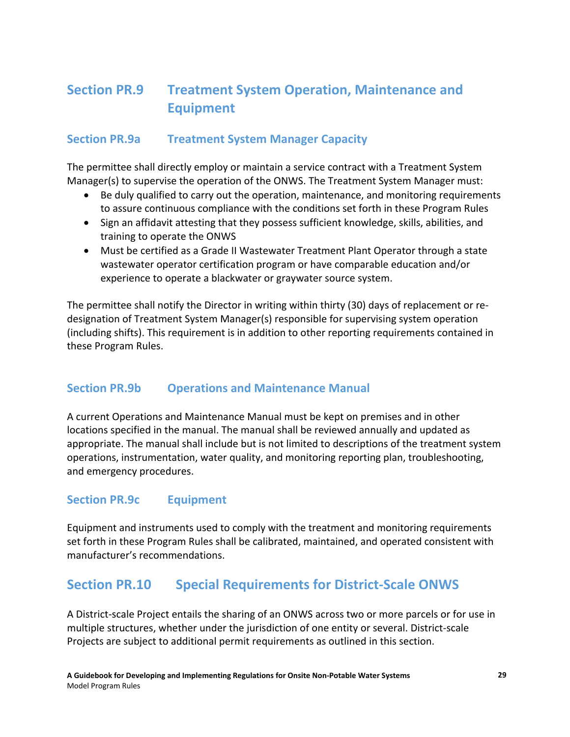## Section PR.9 Treatment System Operation, Maintenance and Equipment

### Section PR.9a Treatment System Manager Capacity

The permittee shall directly employ or maintain a service contract with a Treatment System Manager(s) to supervise the operation of the ONWS. The Treatment System Manager must:

- Be duly qualified to carry out the operation, maintenance, and monitoring requirements to assure continuous compliance with the conditions set forth in these Program Rules
- Sign an affidavit attesting that they possess sufficient knowledge, skills, abilities, and training to operate the ONWS
- Must be certified as a Grade II Wastewater Treatment Plant Operator through a state wastewater operator certification program or have comparable education and/or experience to operate a blackwater or graywater source system.

The permittee shall notify the Director in writing within thirty (30) days of replacement or re-designation of Treatment System Manager(s) responsible for supervising system operation (including shifts). This requirement is in addition to other reporting requirements contained in these Program Rules.

### Section PR.9b Operations and Maintenance Manual

A current Operations and Maintenance Manual must be kept on premises and in other locations specified in the manual. The manual shall be reviewed annually and updated as appropriate. The manual shall include but is not limited to descriptions of the treatment system operations, instrumentation, water quality, and monitoring reporting plan, troubleshooting, and emergency procedures.

### Section PR.9c Equipment

Equipment and instruments used to comply with the treatment and monitoring requirements set forth in these Program Rules shall be calibrated, maintained, and operated consistent with manufacturer's recommendations.

## Section PR.10 Special Requirements for District-Scale ONWS

A District-scale Project entails the sharing of an ONWS across two or more parcels or for use in multiple structures, whether under the jurisdiction of one entity or several. District-scale Projects are subject to additional permit requirements as outlined in this section.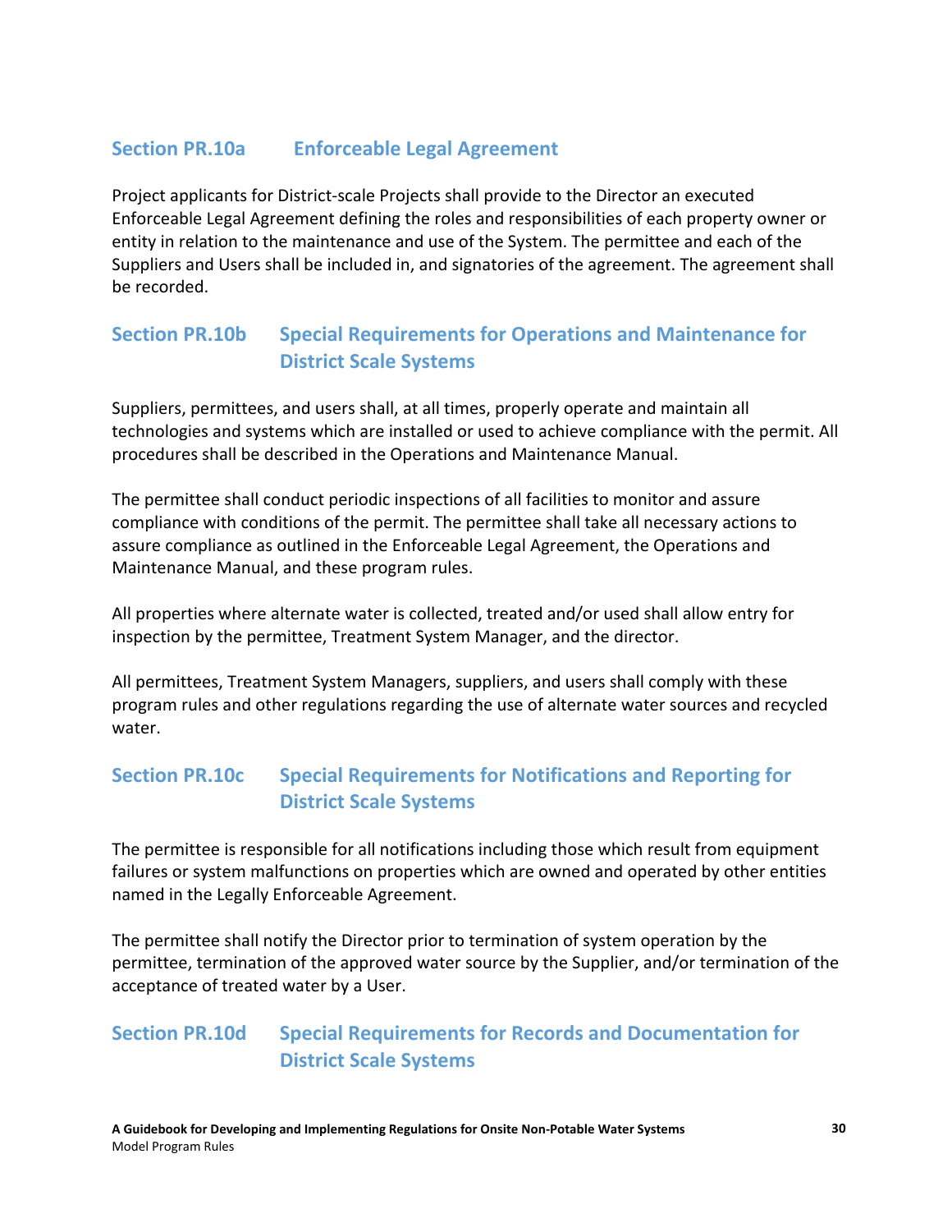## Section PR.10a Enforceable Legal Agreement

Project applicants for District-scale Projects shall provide to the Director an executed Enforceable Legal Agreement defining the roles and responsibilities of each property owner or entity in relation to the maintenance and use of the System. The permittee and each of the Suppliers and Users shall be included in, and signatories of the agreement. The agreement shall be recorded.

## Section PR.10b Special Requirements for Operations and Maintenance for District Scale Systems

Suppliers, permittees, and users shall, at all times, properly operate and maintain all technologies and systems which are installed or used to achieve compliance with the permit. All procedures shall be described in the Operations and Maintenance Manual.

The permittee shall conduct periodic inspections of all facilities to monitor and assure compliance with conditions of the permit. The permittee shall take all necessary actions to assure compliance as outlined in the Enforceable Legal Agreement, the Operations and Maintenance Manual, and these program rules.

All properties where alternate water is collected, treated and/or used shall allow entry for inspection by the permittee, Treatment System Manager, and the director.

All permittees, Treatment System Managers, suppliers, and users shall comply with these program rules and other regulations regarding the use of alternate water sources and recycled water.

## Section PR.10c Special Requirements for Notifications and Reporting for District Scale Systems

The permittee is responsible for all notifications including those which result from equipment failures or system malfunctions on properties which are owned and operated by other entities named in the Legally Enforceable Agreement.

The permittee shall notify the Director prior to termination of system operation by the permittee, termination of the approved water source by the Supplier, and/or termination of the acceptance of treated water by a User.

## Section PR.10d Special Requirements for Records and Documentation for District Scale Systems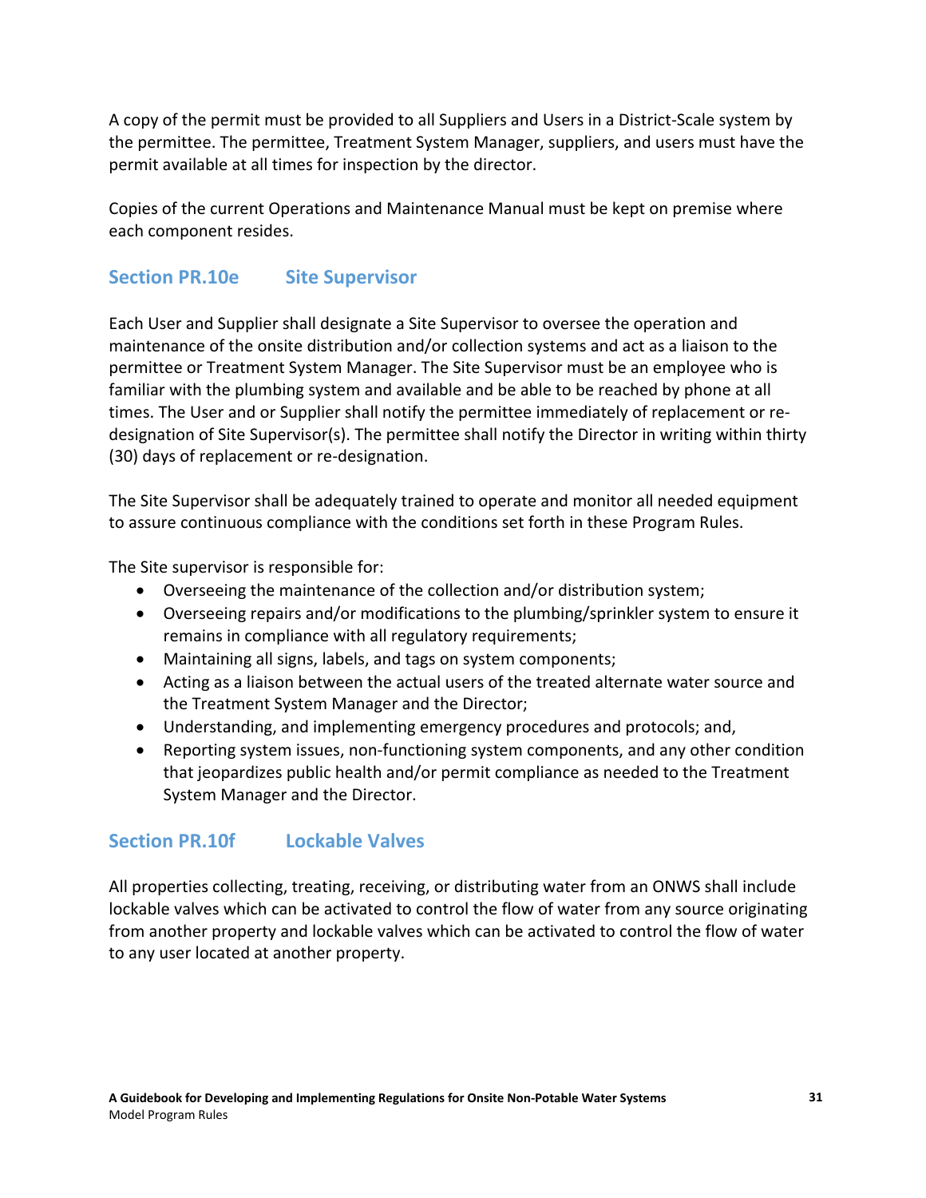A copy of the permit must be provided to all Suppliers and Users in a District-Scale system by the permittee. The permittee, Treatment System Manager, suppliers, and users must have the permit available at all times for inspection by the director.

Copies of the current Operations and Maintenance Manual must be kept on premise where each component resides.

### Section PR.10e Site Supervisor

Each User and Supplier shall designate a Site Supervisor to oversee the operation and maintenance of the onsite distribution and/or collection systems and act as a liaison to the permittee or Treatment System Manager. The Site Supervisor must be an employee who is familiar with the plumbing system and available and be able to be reached by phone at all times. The User and or Supplier shall notify the permittee immediately of replacement or re-designation of Site Supervisor(s). The permittee shall notify the Director in writing within thirty (30) days of replacement or re-designation.

The Site Supervisor shall be adequately trained to operate and monitor all needed equipment to assure continuous compliance with the conditions set forth in these Program Rules.

The Site supervisor is responsible for:

- Overseeing the maintenance of the collection and/or distribution system;
- Overseeing repairs and/or modifications to the plumbing/sprinkler system to ensure it remains in compliance with all regulatory requirements;
- Maintaining all signs, labels, and tags on system components;
- Acting as a liaison between the actual users of the treated alternate water source and the Treatment System Manager and the Director;
- Understanding, and implementing emergency procedures and protocols; and,
- Reporting system issues, non-functioning system components, and any other condition that jeopardizes public health and/or permit compliance as needed to the Treatment System Manager and the Director.

### Section PR.10f Lockable Valves

All properties collecting, treating, receiving, or distributing water from an ONWS shall include lockable valves which can be activated to control the flow of water from any source originating from another property and lockable valves which can be activated to control the flow of water to any user located at another property.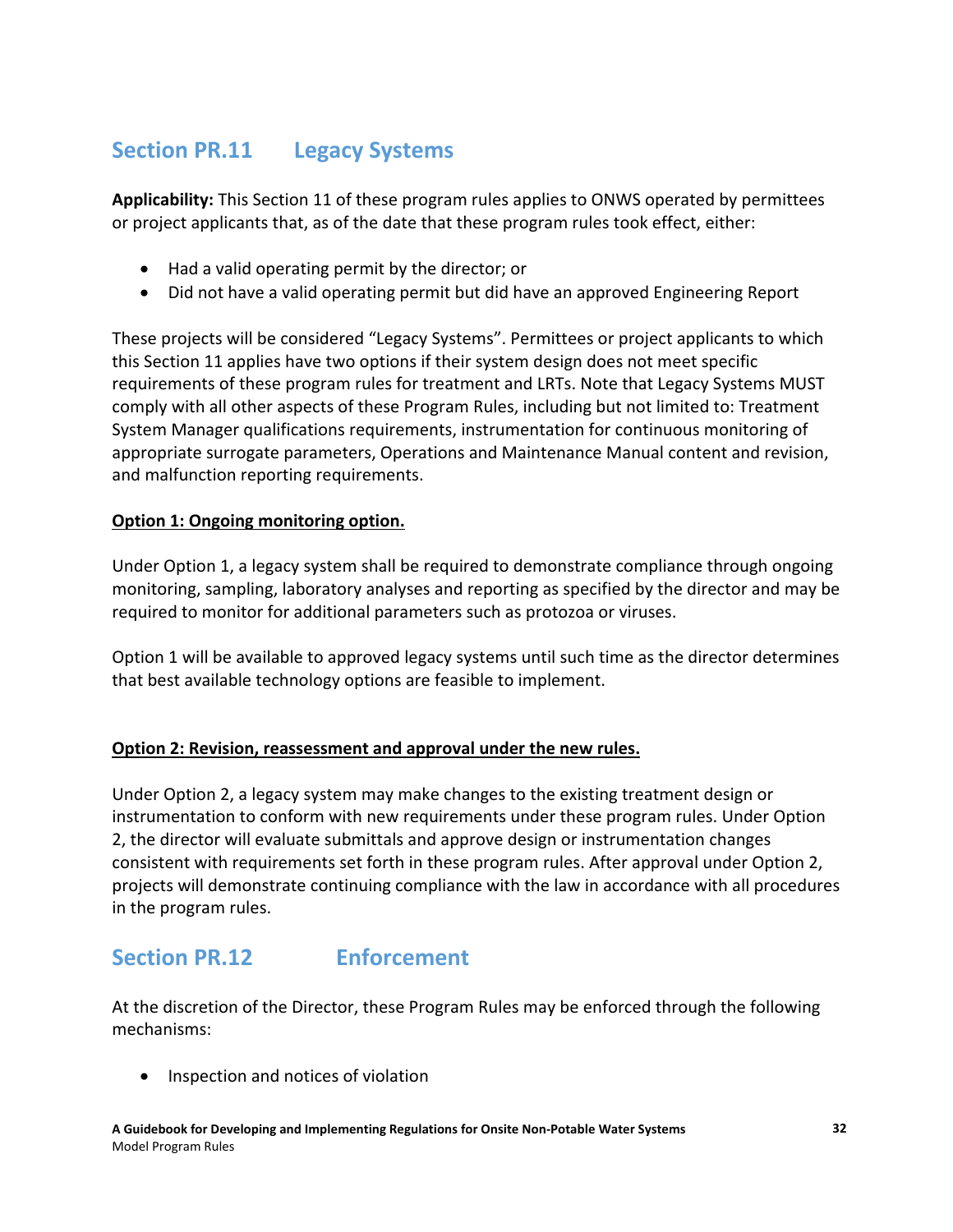## Section PR.11 Legacy Systems

**Applicability:** This Section 11 of these program rules applies to ONWS operated by permittees or project applicants that, as of the date that these program rules took effect, either:

- Had a valid operating permit by the director; or
- Did not have a valid operating permit but did have an approved Engineering Report

These projects will be considered "Legacy Systems". Permittees or project applicants to which this Section 11 applies have two options if their system design does not meet specific requirements of these program rules for treatment and LRTs. Note that Legacy Systems MUST comply with all other aspects of these Program Rules, including but not limited to: Treatment System Manager qualifications requirements, instrumentation for continuous monitoring of appropriate surrogate parameters, Operations and Maintenance Manual content and revision, and malfunction reporting requirements.

**Option 1: Ongoing monitoring option.**

Under Option 1, a legacy system shall be required to demonstrate compliance through ongoing monitoring, sampling, laboratory analyses and reporting as specified by the director and may be required to monitor for additional parameters such as protozoa or viruses.

Option 1 will be available to approved legacy systems until such time as the director determines that best available technology options are feasible to implement.

**Option 2: Revision, reassessment and approval under the new rules.**

Under Option 2, a legacy system may make changes to the existing treatment design or instrumentation to conform with new requirements under these program rules. Under Option 2, the director will evaluate submittals and approve design or instrumentation changes consistent with requirements set forth in these program rules. After approval under Option 2, projects will demonstrate continuing compliance with the law in accordance with all procedures in the program rules.

## Section PR.12 Enforcement

At the discretion of the Director, these Program Rules may be enforced through the following mechanisms:

- Inspection and notices of violation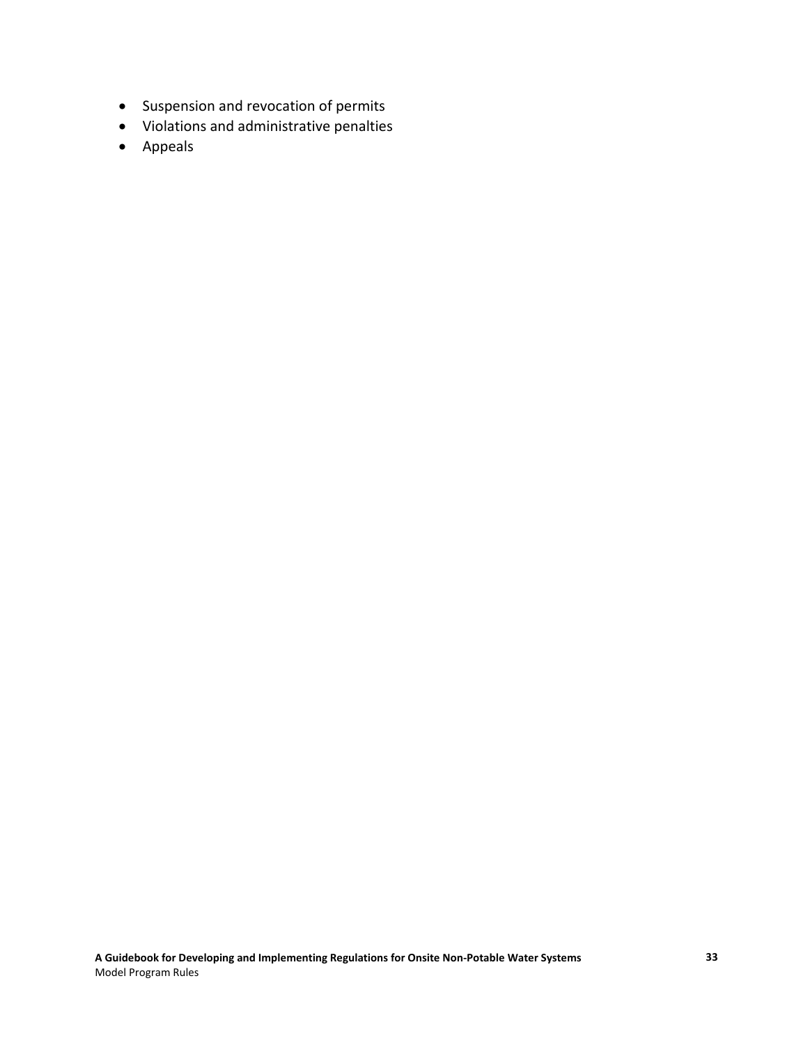- Suspension and revocation of permits
- Violations and administrative penalties
- Appeals